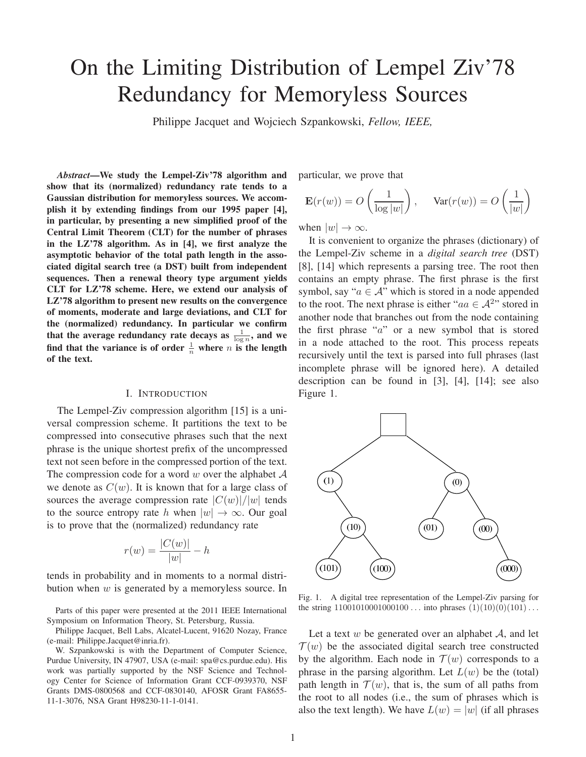# On the Limiting Distribution of Lempel Ziv'78 Redundancy for Memoryless Sources

Philippe Jacquet and Wojciech Szpankowski, *Fellow, IEEE,*

***Abstract*—We study the Lempel-Ziv'78 algorithm and show that its (normalized) redundancy rate tends to a Gaussian distribution for memoryless sources. We accomplish it by extending findings from our 1995 paper [4], in particular, by presenting a new simplified proof of the Central Limit Theorem (CLT) for the number of phrases in the LZ'78 algorithm. As in [4], we first analyze the asymptotic behavior of the total path length in the associated digital search tree (a DST) built from independent sequences. Then a renewal theory type argument yields CLT for LZ'78 scheme. Here, we extend our analysis of LZ'78 algorithm to present new results on the convergence of moments, moderate and large deviations, and CLT for the (normalized) redundancy. In particular we confirm that the average redundancy rate decays as $\frac{1}{\log n}$, and we find that the variance is of order $\frac{1}{n}$ where $n$ is the length of the text.**

## I. Introduction

The Lempel-Ziv compression algorithm [15] is a universal compression scheme. It partitions the text to be compressed into consecutive phrases such that the next phrase is the unique shortest prefix of the uncompressed text not seen before in the compressed portion of the text. The compression code for a word $w$ over the alphabet $\mathcal{A}$ we denote as $C(w)$. It is known that for a large class of sources the average compression rate $|C(w)|/|w|$ tends to the source entropy rate $h$ when $|w| \to \infty$. Our goal is to prove that the (normalized) redundancy rate

$$r(w) = \frac{|C(w)|}{|w|} - h$$

tends in probability and in moments to a normal distribution when $w$ is generated by a memoryless source. In particular, we prove that

$$\mathbf{E}(r(w)) = O\left(\frac{1}{\log |w|}\right), \qquad \mathrm{Var}(r(w)) = O\left(\frac{1}{|w|}\right)$$

when $|w| \to \infty$.

It is convenient to organize the phrases (dictionary) of the Lempel-Ziv scheme in a *digital search tree* (DST) [8], [14] which represents a parsing tree. The root then contains an empty phrase. The first phrase is the first symbol, say "$a \in \mathcal{A}$" which is stored in a node appended to the root. The next phrase is either "$aa \in \mathcal{A}^2$" stored in another node that branches out from the node containing the first phrase "$a$" or a new symbol that is stored in a node attached to the root. This process repeats recursively until the text is parsed into full phrases (last incomplete phrase will be ignored here). A detailed description can be found in [3], [4], [14]; see also Figure 1.

Fig. 1. A digital tree representation of the Lempel-Ziv parsing for the string 11001010001000100 ... into phrases (1)(10)(0)(101) ...

Let a text $w$ be generated over an alphabet $\mathcal{A}$, and let $\mathcal{T}(w)$ be the associated digital search tree constructed by the algorithm. Each node in $\mathcal{T}(w)$ corresponds to a phrase in the parsing algorithm. Let $L(w)$ be the (total) path length in $\mathcal{T}(w)$, that is, the sum of all paths from the root to all nodes (i.e., the sum of phrases which is also the text length). We have $L(w) = |w|$ (if all phrases

Parts of this paper were presented at the 2011 IEEE International Symposium on Information Theory, St. Petersburg, Russia.

Philippe Jacquet, Bell Labs, Alcatel-Lucent, 91620 Nozay, France (e-mail: Philippe.Jacquet@inria.fr).

W. Szpankowski is with the Department of Computer Science, Purdue University, IN 47907, USA (e-mail: spa@cs.purdue.edu). His work was partially supported by the NSF Science and Technology Center for Science of Information Grant CCF-0939370, NSF Grants DMS-0800568 and CCF-0830140, AFOSR Grant FA8655-11-1-3076, NSA Grant H98230-11-1-0141.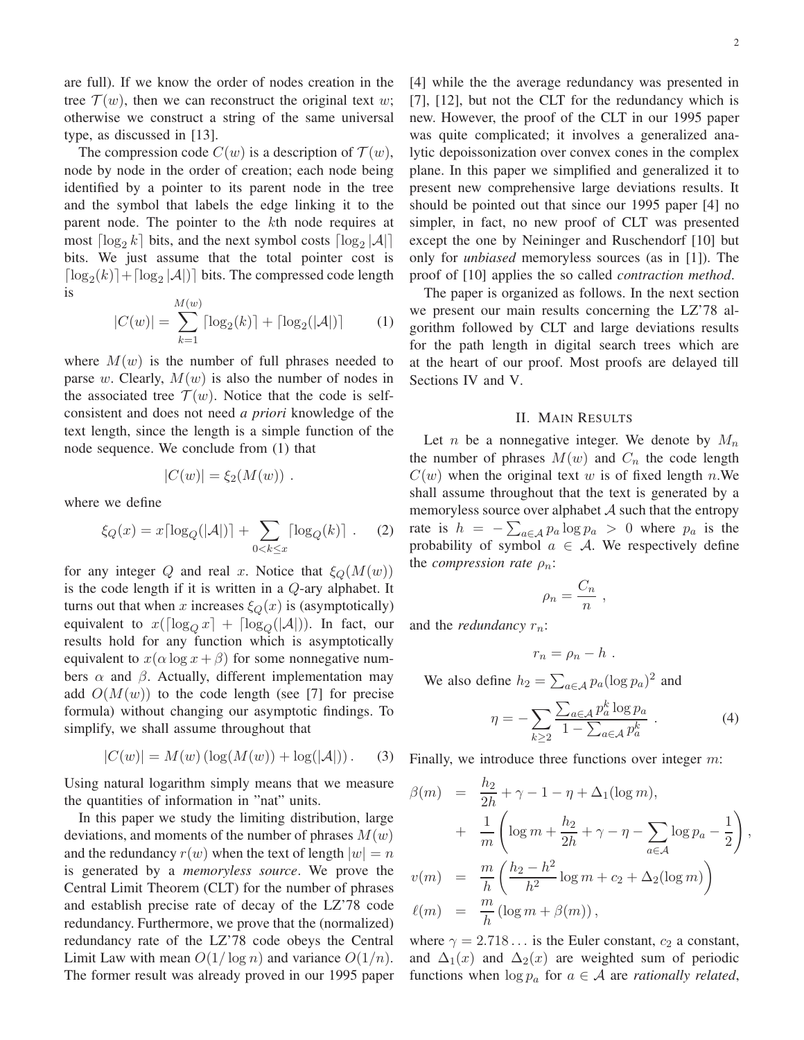are full). If we know the order of nodes creation in the tree $\mathcal{T}(w)$, then we can reconstruct the original text $w$; otherwise we construct a string of the same universal type, as discussed in [13].

The compression code $C(w)$ is a description of $\mathcal{T}(w)$, node by node in the order of creation; each node being identified by a pointer to its parent node in the tree and the symbol that labels the edge linking it to the parent node. The pointer to the $k$th node requires at most $\lceil \log_2 k \rceil$ bits, and the next symbol costs $\lceil \log_2 |\mathcal{A}| \rceil$ bits. We just assume that the total pointer cost is $\lceil \log_2(k) \rceil + \lceil \log_2 |\mathcal{A}|) \rceil$ bits. The compressed code length is

$$|C(w)| = \sum_{k=1}^{M(w)} \lceil \log_2(k) \rceil + \lceil \log_2(|\mathcal{A}|) \rceil \quad (1)$$

where $M(w)$ is the number of full phrases needed to parse $w$. Clearly, $M(w)$ is also the number of nodes in the associated tree $\mathcal{T}(w)$. Notice that the code is self-consistent and does not need *a priori* knowledge of the text length, since the length is a simple function of the node sequence. We conclude from (1) that

$$|C(w)| = \xi_2(M(w)) \ .$$

where we define

$$\xi_Q(x) = x\lceil \log_Q(|\mathcal{A}|) \rceil + \sum_{0<k\leq x} \lceil \log_Q(k) \rceil \ . \quad (2)$$

for any integer $Q$ and real $x$. Notice that $\xi_Q(M(w))$ is the code length if it is written in a $Q$-ary alphabet. It turns out that when $x$ increases $\xi_Q(x)$ is (asymptotically) equivalent to $x(\lceil \log_Q x \rceil + \lceil \log_Q(|\mathcal{A}|) )$. In fact, our results hold for any function which is asymptotically equivalent to $x(\alpha \log x + \beta)$ for some nonnegative numbers $\alpha$ and $\beta$. Actually, different implementation may add $O(M(w))$ to the code length (see [7] for precise formula) without changing our asymptotic findings. To simplify, we shall assume throughout that

$$|C(w)| = M(w) \left( \log(M(w)) + \log(|\mathcal{A}|) \right). \quad (3)$$

Using natural logarithm simply means that we measure the quantities of information in "nat" units.

In this paper we study the limiting distribution, large deviations, and moments of the number of phrases $M(w)$ and the redundancy $r(w)$ when the text of length $|w| = n$ is generated by a *memoryless source*. We prove the Central Limit Theorem (CLT) for the number of phrases and establish precise rate of decay of the LZ'78 code redundancy. Furthermore, we prove that the (normalized) redundancy rate of the LZ'78 code obeys the Central Limit Law with mean $O(1/\log n)$ and variance $O(1/n)$. The former result was already proved in our 1995 paper [4] while the the average redundancy was presented in [7], [12], but not the CLT for the redundancy which is new. However, the proof of the CLT in our 1995 paper was quite complicated; it involves a generalized analytic depoissonization over convex cones in the complex plane. In this paper we simplified and generalized it to present new comprehensive large deviations results. It should be pointed out that since our 1995 paper [4] no simpler, in fact, no new proof of CLT was presented except the one by Neininger and Ruschendorf [10] but only for *unbiased* memoryless sources (as in [1]). The proof of [10] applies the so called *contraction method*.

The paper is organized as follows. In the next section we present our main results concerning the LZ'78 algorithm followed by CLT and large deviations results for the path length in digital search trees which are at the heart of our proof. Most proofs are delayed till Sections IV and V.

## II. Main Results

Let $n$ be a nonnegative integer. We denote by $M_n$ the number of phrases $M(w)$ and $C_n$ the code length $C(w)$ when the original text $w$ is of fixed length $n$.We shall assume throughout that the text is generated by a memoryless source over alphabet $\mathcal{A}$ such that the entropy rate is $h = -\sum_{a\in\mathcal{A}} p_a \log p_a > 0$ where $p_a$ is the probability of symbol $a \in \mathcal{A}$. We respectively define the *compression rate* $\rho_n$:

$$\rho_n = \frac{C_n}{n} \ ,$$

and the *redundancy* $r_n$:

$$r_n = \rho_n - h \ .$$

We also define $h_2 = \sum_{a\in\mathcal{A}} p_a (\log p_a)^2$ and

$$\eta = -\sum_{k\geq 2} \frac{\sum_{a\in\mathcal{A}} p_a^k \log p_a}{1 - \sum_{a\in\mathcal{A}} p_a^k} \ . \quad (4)$$

Finally, we introduce three functions over integer $m$:

$$\begin{aligned}
\beta(m) &= \frac{h_2}{2h} + \gamma - 1 - \eta + \Delta_1(\log m), \\
&+ \frac{1}{m}\left( \log m + \frac{h_2}{2h} + \gamma - \eta - \sum_{a\in\mathcal{A}} \log p_a - \frac{1}{2} \right), \\
v(m) &= \frac{m}{h}\left( \frac{h_2 - h^2}{h^2} \log m + c_2 + \Delta_2(\log m) \right) \\
\ell(m) &= \frac{m}{h}\left( \log m + \beta(m) \right),
\end{aligned}$$

where $\gamma = 2.718\ldots$ is the Euler constant, $c_2$ a constant, and $\Delta_1(x)$ and $\Delta_2(x)$ are weighted sum of periodic functions when $\log p_a$ for $a \in \mathcal{A}$ are *rationally related*,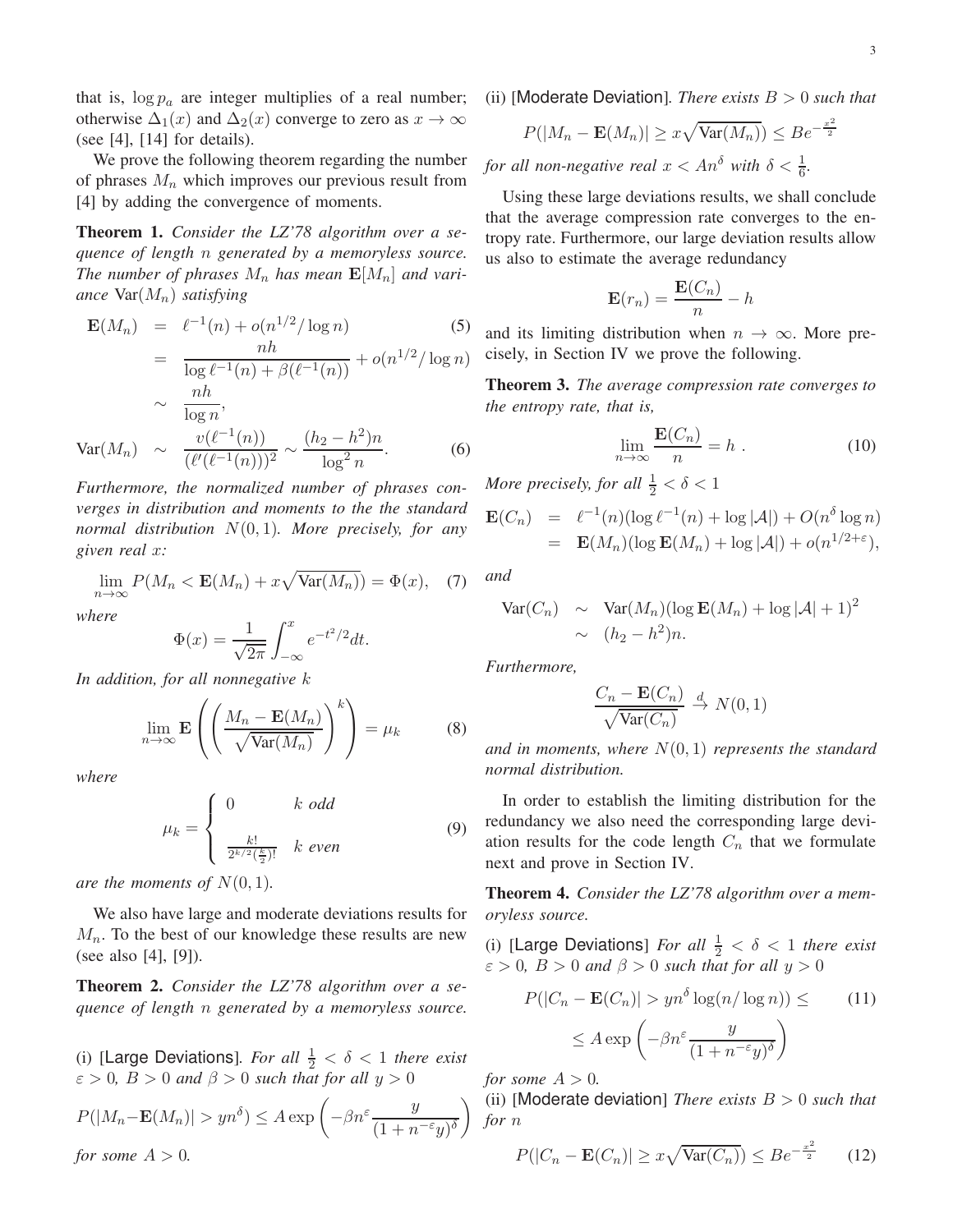that is, $\log p_a$ are integer multiples of a real number; otherwise $\Delta_1(x)$ and $\Delta_2(x)$ converge to zero as $x \to \infty$ (see [4], [14] for details).

We prove the following theorem regarding the number of phrases $M_n$ which improves our previous result from [4] by adding the convergence of moments.

**Theorem 1.** *Consider the LZ'78 algorithm over a sequence of length $n$ generated by a memoryless source. The number of phrases $M_n$ has mean $\mathbf{E}[M_n]$ and variance $\mathrm{Var}(M_n)$ satisfying*

$$\begin{aligned}
\mathbf{E}(M_n) &= \ell^{-1}(n) + o(n^{1/2}/\log n) \qquad (5)\\
&= \frac{nh}{\log \ell^{-1}(n) + \beta(\ell^{-1}(n))} + o(n^{1/2}/\log n)\\
&\sim \frac{nh}{\log n},\\
\mathrm{Var}(M_n) &\sim \frac{v(\ell^{-1}(n))}{(\ell'(\ell^{-1}(n)))^2} \sim \frac{(h_2 - h^2)n}{\log^2 n}. \qquad (6)
\end{aligned}$$

*Furthermore, the normalized number of phrases converges in distribution and moments to the the standard normal distribution $N(0,1)$. More precisely, for any given real $x$:*

$$\lim_{n\to\infty} P(M_n < \mathbf{E}(M_n) + x\sqrt{\mathrm{Var}(M_n)}) = \Phi(x), \quad (7)$$

*where*

$$\Phi(x) = \frac{1}{\sqrt{2\pi}}\int_{-\infty}^{x} e^{-t^2/2}dt.$$

*In addition, for all nonnegative $k$*

$$\lim_{n\to\infty} \mathbf{E}\left(\left(\frac{M_n - \mathbf{E}(M_n)}{\sqrt{\mathrm{Var}(M_n)}}\right)^k\right) = \mu_k \quad (8)$$

*where*

$$\mu_k = \begin{cases} 0 & k \text{ odd} \\ \frac{k!}{2^{k/2}(\frac{k}{2})!} & k \text{ even} \end{cases} \quad (9)$$

*are the moments of $N(0,1)$.*

We also have large and moderate deviations results for $M_n$. To the best of our knowledge these results are new (see also [4], [9]).

**Theorem 2.** *Consider the LZ'78 algorithm over a sequence of length $n$ generated by a memoryless source.*

(i) [Large Deviations]. *For all $\frac{1}{2} < \delta < 1$ there exist $\varepsilon > 0$, $B > 0$ and $\beta > 0$ such that for all $y > 0$*

$$P(|M_n - \mathbf{E}(M_n)| > yn^\delta) \le A\exp\left(-\beta n^\varepsilon \frac{y}{(1+n^{-\varepsilon}y)^\delta}\right)$$

*for some $A > 0$.*

(ii) [Moderate Deviation]. *There exists $B > 0$ such that*

$$P(|M_n - \mathbf{E}(M_n)| \ge x\sqrt{\mathrm{Var}(M_n)}) \le Be^{-\frac{x^2}{2}}$$

*for all non-negative real $x < An^\delta$ with $\delta < \frac{1}{6}$.*

Using these large deviations results, we shall conclude that the average compression rate converges to the entropy rate. Furthermore, our large deviation results allow us also to estimate the average redundancy

$$\mathbf{E}(r_n) = \frac{\mathbf{E}(C_n)}{n} - h$$

and its limiting distribution when $n \to \infty$. More precisely, in Section IV we prove the following.

**Theorem 3.** *The average compression rate converges to the entropy rate, that is,*

$$\lim_{n\to\infty} \frac{\mathbf{E}(C_n)}{n} = h\ . \quad (10)$$

*More precisely, for all $\frac{1}{2} < \delta < 1$*

$$\begin{aligned}
\mathbf{E}(C_n) &= \ell^{-1}(n)(\log \ell^{-1}(n) + \log|\mathcal{A}|) + O(n^\delta \log n)\\
&= \mathbf{E}(M_n)(\log \mathbf{E}(M_n) + \log|\mathcal{A}|) + o(n^{1/2+\varepsilon}),
\end{aligned}$$

*and*

$$\begin{aligned}
\mathrm{Var}(C_n) &\sim \mathrm{Var}(M_n)(\log \mathbf{E}(M_n) + \log|\mathcal{A}| + 1)^2\\
&\sim (h_2 - h^2)n.
\end{aligned}$$

*Furthermore,*

$$\frac{C_n - \mathbf{E}(C_n)}{\sqrt{\mathrm{Var}(C_n)}} \xrightarrow{d} N(0,1)$$

*and in moments, where $N(0,1)$ represents the standard normal distribution.*

In order to establish the limiting distribution for the redundancy we also need the corresponding large deviation results for the code length $C_n$ that we formulate next and prove in Section IV.

**Theorem 4.** *Consider the LZ'78 algorithm over a memoryless source.*

(i) [Large Deviations] *For all $\frac{1}{2} < \delta < 1$ there exist $\varepsilon > 0$, $B > 0$ and $\beta > 0$ such that for all $y > 0$*

$$P(|C_n - \mathbf{E}(C_n)| > yn^\delta \log(n/\log n)) \le \quad (11)$$
$$\le A\exp\left(-\beta n^\varepsilon \frac{y}{(1+n^{-\varepsilon}y)^\delta}\right)$$

*for some $A > 0$.*

(ii) [Moderate deviation] *There exists $B > 0$ such that for $n$*

$$P(|C_n - \mathbf{E}(C_n)| \ge x\sqrt{\mathrm{Var}(C_n)}) \le Be^{-\frac{x^2}{2}} \quad (12)$$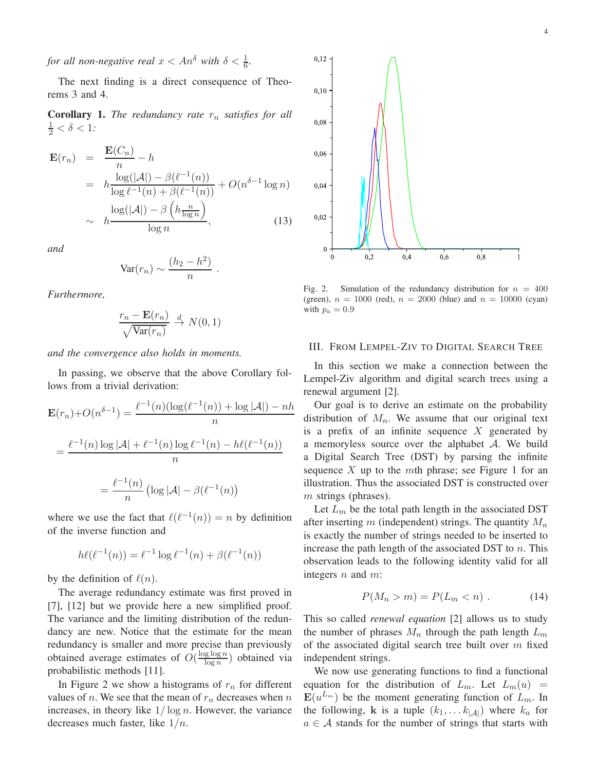*for all non-negative real $x < An^\delta$ with $\delta < \frac{1}{6}$.*

The next finding is a direct consequence of Theorems 3 and 4.

**Corollary 1.** *The redundancy rate $r_n$ satisfies for all $\frac{1}{2} < \delta < 1$:*

$$\begin{aligned}
\mathbf{E}(r_n) &= \frac{\mathbf{E}(C_n)}{n} - h \\
&= h\frac{\log(|\mathcal{A}|) - \beta(\ell^{-1}(n))}{\log \ell^{-1}(n) + \beta(\ell^{-1}(n))} + O(n^{\delta-1}\log n) \\
&\sim h\frac{\log(|\mathcal{A}|) - \beta\left(h\frac{n}{\log n}\right)}{\log n}, \qquad (13)
\end{aligned}$$

*and*

$$\mathrm{Var}(r_n) \sim \frac{(h_2 - h^2)}{n} \ .$$

*Furthermore,*

$$\frac{r_n - \mathbf{E}(r_n)}{\sqrt{\mathrm{Var}(r_n)}} \xrightarrow{d} N(0,1)$$

*and the convergence also holds in moments.*

In passing, we observe that the above Corollary follows from a trivial derivation:

$$\mathbf{E}(r_n) + O(n^{\delta-1}) = \frac{\ell^{-1}(n)(\log(\ell^{-1}(n)) + \log|\mathcal{A}|) - nh}{n}$$

$$= \frac{\ell^{-1}(n)\log|\mathcal{A}| + \ell^{-1}(n)\log\ell^{-1}(n) - h\ell(\ell^{-1}(n))}{n}$$

$$= \frac{\ell^{-1}(n)}{n}\left(\log|\mathcal{A}| - \beta(\ell^{-1}(n))\right)$$

where we use the fact that $\ell(\ell^{-1}(n)) = n$ by definition of the inverse function and

$$h\ell(\ell^{-1}(n)) = \ell^{-1}\log\ell^{-1}(n) + \beta(\ell^{-1}(n))$$

by the definition of $\ell(n)$.

The average redundancy estimate was first proved in [7], [12] but we provide here a new simplified proof. The variance and the limiting distribution of the redundancy are new. Notice that the estimate for the mean redundancy is smaller and more precise than previously obtained average estimates of $O(\frac{\log\log n}{\log n})$ obtained via probabilistic methods [11].

In Figure 2 we show a histograms of $r_n$ for different values of $n$. We see that the mean of $r_n$ decreases when $n$ increases, in theory like $1/\log n$. However, the variance decreases much faster, like $1/n$.

Fig. 2. Simulation of the redundancy distribution for $n = 400$ (green), $n = 1000$ (red), $n = 2000$ (blue) and $n = 10000$ (cyan) with $p_a = 0.9$

## III. From Lempel-Ziv to Digital Search Tree

In this section we make a connection between the Lempel-Ziv algorithm and digital search trees using a renewal argument [2].

Our goal is to derive an estimate on the probability distribution of $M_n$. We assume that our original text is a prefix of an infinite sequence $X$ generated by a memoryless source over the alphabet $\mathcal{A}$. We build a Digital Search Tree (DST) by parsing the infinite sequence $X$ up to the $m$th phrase; see Figure 1 for an illustration. Thus the associated DST is constructed over $m$ strings (phrases).

Let $L_m$ be the total path length in the associated DST after inserting $m$ (independent) strings. The quantity $M_n$ is exactly the number of strings needed to be inserted to increase the path length of the associated DST to $n$. This observation leads to the following identity valid for all integers $n$ and $m$:

$$P(M_n > m) = P(L_m < n) \ . \qquad (14)$$

This so called *renewal equation* [2] allows us to study the number of phrases $M_n$ through the path length $L_m$ of the associated digital search tree built over $m$ fixed independent strings.

We now use generating functions to find a functional equation for the distribution of $L_m$. Let $L_m(u) = \mathbf{E}(u^{L_m})$ be the moment generating function of $L_m$. In the following, $\mathbf{k}$ is a tuple $(k_1, \ldots k_{|\mathcal{A}|})$ where $k_a$ for $a \in \mathcal{A}$ stands for the number of strings that starts with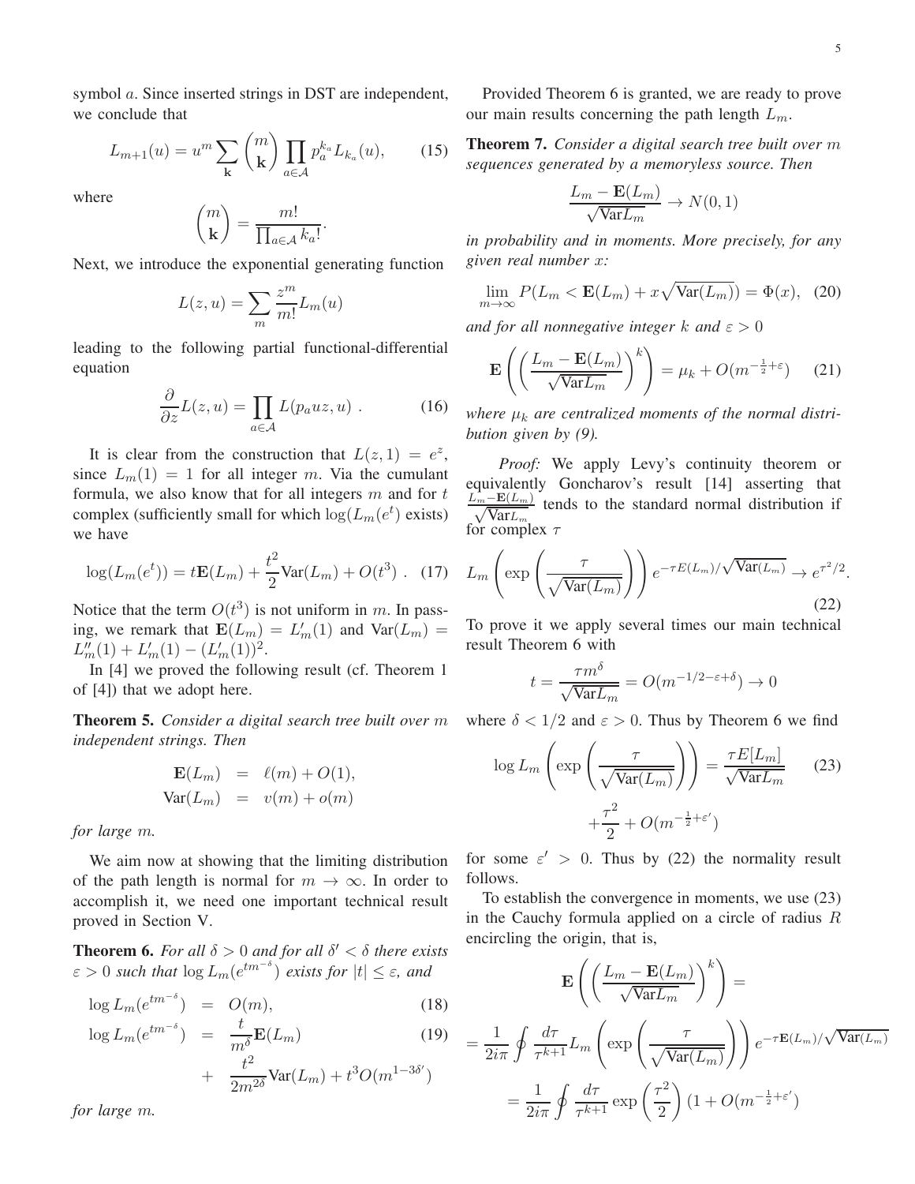symbol $a$. Since inserted strings in DST are independent, we conclude that

$$L_{m+1}(u) = u^m \sum_{\mathbf{k}} \binom{m}{\mathbf{k}} \prod_{a \in \mathcal{A}} p_a^{k_a} L_{k_a}(u), \tag{15}$$

where

$$\binom{m}{\mathbf{k}} = \frac{m!}{\prod_{a \in \mathcal{A}} k_a!}.$$

Next, we introduce the exponential generating function

$$L(z,u) = \sum_m \frac{z^m}{m!} L_m(u)$$

leading to the following partial functional-differential equation

$$\frac{\partial}{\partial z} L(z,u) = \prod_{a \in \mathcal{A}} L(p_a u z, u) \ . \tag{16}$$

It is clear from the construction that $L(z,1) = e^z$, since $L_m(1) = 1$ for all integer $m$. Via the cumulant formula, we also know that for all integers $m$ and for $t$ complex (sufficiently small for which $\log(L_m(e^t)$ exists) we have

$$\log(L_m(e^t)) = t\mathbf{E}(L_m) + \frac{t^2}{2}\mathrm{Var}(L_m) + O(t^3) \ . \tag{17}$$

Notice that the term $O(t^3)$ is not uniform in $m$. In passing, we remark that $\mathbf{E}(L_m) = L_m'(1)$ and $\mathrm{Var}(L_m) = L_m''(1) + L_m'(1) - (L_m'(1))^2$.

In [4] we proved the following result (cf. Theorem 1 of [4]) that we adopt here.

**Theorem 5.** *Consider a digital search tree built over $m$ independent strings. Then*

$$\begin{aligned} \mathbf{E}(L_m) &= \ell(m) + O(1), \\ \mathrm{Var}(L_m) &= v(m) + o(m) \end{aligned}$$

*for large $m$.*

We aim now at showing that the limiting distribution of the path length is normal for $m \to \infty$. In order to accomplish it, we need one important technical result proved in Section V.

**Theorem 6.** *For all $\delta > 0$ and for all $\delta' < \delta$ there exists $\varepsilon > 0$ such that $\log L_m(e^{tm^{-\delta}})$ exists for $|t| \le \varepsilon$, and*

$$\log L_m(e^{tm^{-\delta}}) = O(m), \tag{18}$$

$$\log L_m(e^{tm^{-\delta}}) = \frac{t}{m^\delta}\mathbf{E}(L_m) + \frac{t^2}{2m^{2\delta}}\mathrm{Var}(L_m) + t^3 O(m^{1-3\delta'}) \tag{19}$$

*for large $m$.*

Provided Theorem 6 is granted, we are ready to prove our main results concerning the path length $L_m$.

**Theorem 7.** *Consider a digital search tree built over $m$ sequences generated by a memoryless source. Then*

$$\frac{L_m - \mathbf{E}(L_m)}{\sqrt{\mathrm{Var} L_m}} \to N(0,1)$$

*in probability and in moments. More precisely, for any given real number $x$:*

$$\lim_{m\to\infty} P(L_m < \mathbf{E}(L_m) + x\sqrt{\mathrm{Var}(L_m)}) = \Phi(x), \tag{20}$$

*and for all nonnegative integer $k$ and $\varepsilon > 0$*

$$\mathbf{E}\left(\left(\frac{L_m - \mathbf{E}(L_m)}{\sqrt{\mathrm{Var} L_m}}\right)^k\right) = \mu_k + O(m^{-\frac{1}{2}+\varepsilon}) \tag{21}$$

*where $\mu_k$ are centralized moments of the normal distribution given by (9).*

*Proof:* We apply Levy's continuity theorem or equivalently Goncharov's result [14] asserting that $\frac{L_m - \mathbf{E}(L_m)}{\sqrt{\mathrm{Var} L_m}}$ tends to the standard normal distribution if for complex $\tau$

$$L_m\left(\exp\left(\frac{\tau}{\sqrt{\mathrm{Var}(L_m)}}\right)\right) e^{-\tau E(L_m)/\sqrt{\mathrm{Var}(L_m)}} \to e^{\tau^2/2}. \tag{22}$$

To prove it we apply several times our main technical result Theorem 6 with

$$t = \frac{\tau m^\delta}{\sqrt{\mathrm{Var} L_m}} = O(m^{-1/2-\varepsilon+\delta}) \to 0$$

where $\delta < 1/2$ and $\varepsilon > 0$. Thus by Theorem 6 we find

$$\log L_m\left(\exp\left(\frac{\tau}{\sqrt{\mathrm{Var}(L_m)}}\right)\right) = \frac{\tau E[L_m]}{\sqrt{\mathrm{Var} L_m}} + \frac{\tau^2}{2} + O(m^{-\frac{1}{2}+\varepsilon'}) \tag{23}$$

for some $\varepsilon' > 0$. Thus by (22) the normality result follows.

To establish the convergence in moments, we use (23) in the Cauchy formula applied on a circle of radius $R$ encircling the origin, that is,

$$\begin{aligned} &\mathbf{E}\left(\left(\frac{L_m - \mathbf{E}(L_m)}{\sqrt{\mathrm{Var} L_m}}\right)^k\right) = \\ &= \frac{1}{2i\pi}\oint \frac{d\tau}{\tau^{k+1}} L_m\left(\exp\left(\frac{\tau}{\sqrt{\mathrm{Var}(L_m)}}\right)\right) e^{-\tau \mathbf{E}(L_m)/\sqrt{\mathrm{Var}(L_m)}} \\ &= \frac{1}{2i\pi}\oint \frac{d\tau}{\tau^{k+1}} \exp\left(\frac{\tau^2}{2}\right)(1 + O(m^{-\frac{1}{2}+\varepsilon'}) \end{aligned}$$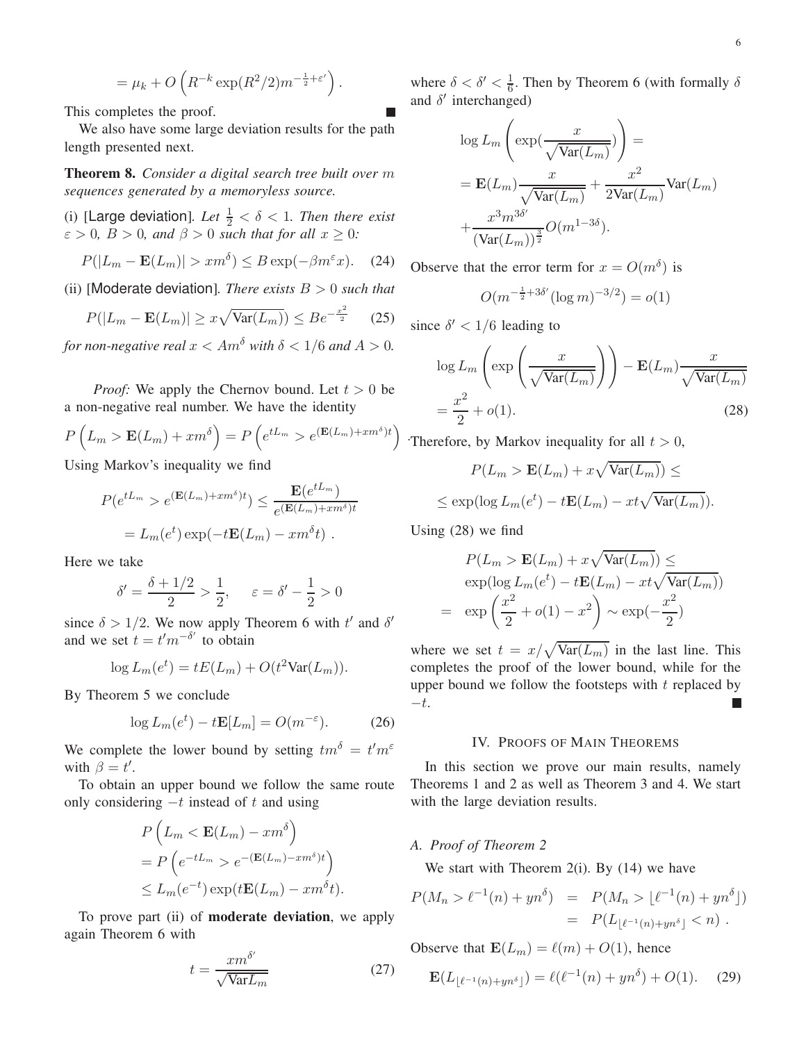$$= \mu_k + O\left(R^{-k}\exp(R^2/2)m^{-\frac{1}{2}+\varepsilon'}\right).$$

This completes the proof. ■

We also have some large deviation results for the path length presented next.

**Theorem 8.** *Consider a digital search tree built over $m$ sequences generated by a memoryless source.*

(i) [Large deviation]. *Let $\frac{1}{2} < \delta < 1$. Then there exist $\varepsilon > 0$, $B > 0$, and $\beta > 0$ such that for all $x \geq 0$:*

$$P(|L_m - \mathbf{E}(L_m)| > xm^{\delta}) \leq B\exp(-\beta m^{\varepsilon} x). \quad (24)$$

(ii) [Moderate deviation]. *There exists $B > 0$ such that*

$$P(|L_m - \mathbf{E}(L_m)| \geq x\sqrt{\mathrm{Var}(L_m)}) \leq Be^{-\frac{x^2}{2}} \quad (25)$$

*for non-negative real $x < Am^{\delta}$ with $\delta < 1/6$ and $A > 0$.*

*Proof:* We apply the Chernov bound. Let $t > 0$ be a non-negative real number. We have the identity

$$P\left(L_m > \mathbf{E}(L_m) + xm^{\delta}\right) = P\left(e^{tL_m} > e^{(\mathbf{E}(L_m)+xm^{\delta})t}\right).$$

Using Markov's inequality we find

$$P(e^{tL_m} > e^{(\mathbf{E}(L_m)+xm^{\delta})t}) \leq \frac{\mathbf{E}(e^{tL_m})}{e^{(\mathbf{E}(L_m)+xm^{\delta})t}}$$
$$= L_m(e^t)\exp(-t\mathbf{E}(L_m) - xm^{\delta}t) \ .$$

Here we take

$$\delta' = \frac{\delta + 1/2}{2} > \frac{1}{2}, \qquad \varepsilon = \delta' - \frac{1}{2} > 0$$

since $\delta > 1/2$. We now apply Theorem 6 with $t'$ and $\delta'$ and we set $t = t'm^{-\delta'}$ to obtain

$$\log L_m(e^t) = tE(L_m) + O(t^2\mathrm{Var}(L_m)).$$

By Theorem 5 we conclude

$$\log L_m(e^t) - t\mathbf{E}[L_m] = O(m^{-\varepsilon}). \quad (26)$$

We complete the lower bound by setting $tm^{\delta} = t'm^{\varepsilon}$ with $\beta = t'$.

To obtain an upper bound we follow the same route only considering $-t$ instead of $t$ and using

$$P\left(L_m < \mathbf{E}(L_m) - xm^{\delta}\right)$$
$$= P\left(e^{-tL_m} > e^{-(\mathbf{E}(L_m)-xm^{\delta})t}\right)$$
$$\leq L_m(e^{-t})\exp(t\mathbf{E}(L_m) - xm^{\delta}t).$$

To prove part (ii) of **moderate deviation**, we apply again Theorem 6 with

$$t = \frac{xm^{\delta'}}{\sqrt{\mathrm{Var}L_m}} \quad (27)$$

where $\delta < \delta' < \frac{1}{6}$. Then by Theorem 6 (with formally $\delta$ and $\delta'$ interchanged)

$$\log L_m\left(\exp(\frac{x}{\sqrt{\mathrm{Var}(L_m)}})\right) =$$
$$= \mathbf{E}(L_m)\frac{x}{\sqrt{\mathrm{Var}(L_m)}} + \frac{x^2}{2\mathrm{Var}(L_m)}\mathrm{Var}(L_m)$$
$$+\frac{x^3m^{3\delta'}}{(\mathrm{Var}(L_m))^{\frac{3}{2}}}O(m^{1-3\delta}).$$

Observe that the error term for $x = O(m^{\delta})$ is

$$O(m^{-\frac{1}{2}+3\delta'}(\log m)^{-3/2}) = o(1)$$

since $\delta' < 1/6$ leading to

$$\log L_m\left(\exp\left(\frac{x}{\sqrt{\mathrm{Var}(L_m)}}\right)\right) - \mathbf{E}(L_m)\frac{x}{\sqrt{\mathrm{Var}(L_m)}}$$
$$= \frac{x^2}{2} + o(1). \quad (28)$$

Therefore, by Markov inequality for all $t > 0$,

$$P(L_m > \mathbf{E}(L_m) + x\sqrt{\mathrm{Var}(L_m)}) \leq$$
$$\leq \exp(\log L_m(e^t) - t\mathbf{E}(L_m) - xt\sqrt{\mathrm{Var}(L_m)}).$$

Using (28) we find

$$\begin{aligned} & P(L_m > \mathbf{E}(L_m) + x\sqrt{\mathrm{Var}(L_m)}) \leq \\ & \exp(\log L_m(e^t) - t\mathbf{E}(L_m) - xt\sqrt{\mathrm{Var}(L_m)}) \\ = & \ \exp\left(\frac{x^2}{2} + o(1) - x^2\right) \sim \exp(-\frac{x^2}{2}) \end{aligned}$$

where we set $t = x/\sqrt{\mathrm{Var}(L_m)}$ in the last line. This completes the proof of the lower bound, while for the upper bound we follow the footsteps with $t$ replaced by $-t$. ■

## IV. Proofs of Main Theorems

In this section we prove our main results, namely Theorems 1 and 2 as well as Theorem 3 and 4. We start with the large deviation results.

### A. Proof of Theorem 2

We start with Theorem 2(i). By (14) we have

$$\begin{aligned} P(M_n > \ell^{-1}(n) + yn^{\delta}) &= P(M_n > \lfloor \ell^{-1}(n) + yn^{\delta} \rfloor) \\ &= P(L_{\lfloor \ell^{-1}(n)+yn^{\delta} \rfloor} < n) \ . \end{aligned}$$

Observe that $\mathbf{E}(L_m) = \ell(m) + O(1)$, hence

$$\mathbf{E}(L_{\lfloor \ell^{-1}(n)+yn^{\delta} \rfloor}) = \ell(\ell^{-1}(n) + yn^{\delta}) + O(1). \quad (29)$$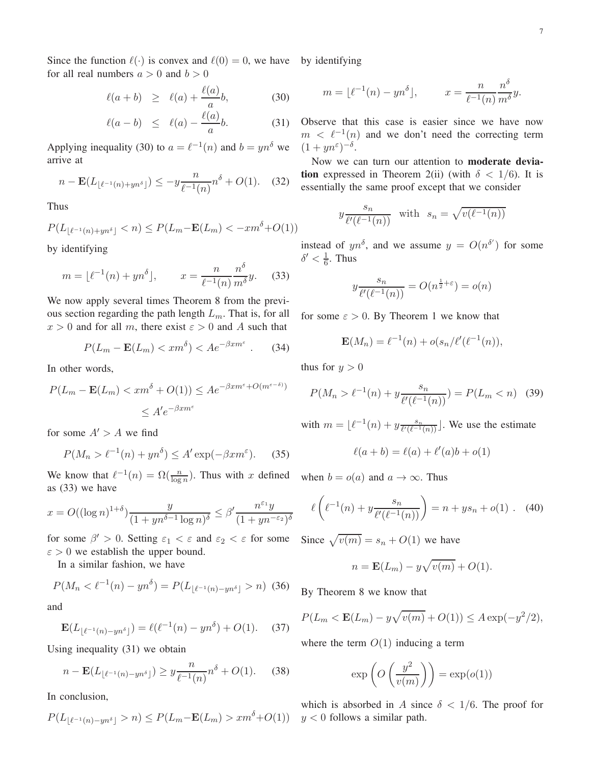Since the function $\ell(\cdot)$ is convex and $\ell(0) = 0$, we have for all real numbers $a > 0$ and $b > 0$

$$\ell(a+b) \geq \ell(a) + \frac{\ell(a)}{a} b, \tag{30}$$

$$\ell(a-b) \leq \ell(a) - \frac{\ell(a)}{a} b. \tag{31}$$

Applying inequality (30) to $a = \ell^{-1}(n)$ and $b = yn^\delta$ we arrive at

$$n - \mathbf{E}(L_{\lfloor \ell^{-1}(n)+yn^\delta \rfloor}) \leq -y\frac{n}{\ell^{-1}(n)} n^\delta + O(1). \tag{32}$$

Thus

$$P(L_{\lfloor \ell^{-1}(n)+yn^\delta \rfloor} < n) \leq P(L_m - \mathbf{E}(L_m) < -xm^\delta + O(1))$$

by identifying

$$m = \lfloor \ell^{-1}(n) + yn^\delta \rfloor, \qquad x = \frac{n}{\ell^{-1}(n)} \frac{n^\delta}{m^\delta} y. \tag{33}$$

We now apply several times Theorem 8 from the previous section regarding the path length $L_m$. That is, for all $x > 0$ and for all $m$, there exist $\varepsilon > 0$ and $A$ such that

$$P(L_m - \mathbf{E}(L_m) < xm^\delta) < Ae^{-\beta x m^\varepsilon} . \tag{34}$$

In other words,

$$P(L_m - \mathbf{E}(L_m) < xm^\delta + O(1)) \leq Ae^{-\beta x m^\varepsilon + O(m^{\varepsilon-\delta})}$$
$$\leq A' e^{-\beta x m^\varepsilon}$$

for some $A' > A$ we find

$$P(M_n > \ell^{-1}(n) + yn^\delta) \leq A' \exp(-\beta x m^\varepsilon). \tag{35}$$

We know that $\ell^{-1}(n) = \Omega(\frac{n}{\log n})$. Thus with $x$ defined as (33) we have

$$x = O((\log n)^{1+\delta}) \frac{y}{(1 + yn^{\delta-1}\log n)^\delta} \leq \beta' \frac{n^{\varepsilon_1} y}{(1 + yn^{-\varepsilon_2})^\delta}$$

for some $\beta' > 0$. Setting $\varepsilon_1 < \varepsilon$ and $\varepsilon_2 < \varepsilon$ for some $\varepsilon > 0$ we establish the upper bound.

In a similar fashion, we have

$$P(M_n < \ell^{-1}(n) - yn^\delta) = P(L_{\lfloor \ell^{-1}(n)-yn^\delta \rfloor} > n) \tag{36}$$

and

$$\mathbf{E}(L_{\lfloor \ell^{-1}(n)-yn^\delta \rfloor}) = \ell(\ell^{-1}(n) - yn^\delta) + O(1). \tag{37}$$

Using inequality (31) we obtain

$$n - \mathbf{E}(L_{\lfloor \ell^{-1}(n)-yn^\delta \rfloor}) \geq y\frac{n}{\ell^{-1}(n)} n^\delta + O(1). \tag{38}$$

In conclusion,

$$P(L_{\lfloor \ell^{-1}(n)-yn^\delta \rfloor} > n) \leq P(L_m - \mathbf{E}(L_m) > xm^\delta + O(1))$$

by identifying

$$m = \lfloor \ell^{-1}(n) - yn^\delta \rfloor, \qquad x = \frac{n}{\ell^{-1}(n)} \frac{n^\delta}{m^\delta} y.$$

Observe that this case is easier since we have now $m < \ell^{-1}(n)$ and we don't need the correcting term $(1 + yn^\varepsilon)^{-\delta}$.

Now we can turn our attention to **moderate deviation** expressed in Theorem 2(ii) (with $\delta < 1/6$). It is essentially the same proof except that we consider

$$y\frac{s_n}{\ell'(\ell^{-1}(n))} \quad \text{with} \quad s_n = \sqrt{v(\ell^{-1}(n))}$$

instead of $yn^\delta$, and we assume $y = O(n^{\delta'})$ for some $\delta' < \frac{1}{6}$. Thus

$$y\frac{s_n}{\ell'(\ell^{-1}(n))} = O(n^{\frac{1}{2}+\varepsilon}) = o(n)$$

for some $\varepsilon > 0$. By Theorem 1 we know that

$$\mathbf{E}(M_n) = \ell^{-1}(n) + o(s_n/\ell'(\ell^{-1}(n)),$$

thus for $y > 0$

$$P(M_n > \ell^{-1}(n) + y\frac{s_n}{\ell'(\ell^{-1}(n))}) = P(L_m < n) \tag{39}$$

with $m = \lfloor \ell^{-1}(n) + y\frac{s_n}{\ell'(\ell^{-1}(n))} \rfloor$. We use the estimate

$$\ell(a+b) = \ell(a) + \ell'(a)b + o(1)$$

when $b = o(a)$ and $a \to \infty$. Thus

$$\ell\left(\ell^{-1}(n) + y\frac{s_n}{\ell'(\ell^{-1}(n))}\right) = n + ys_n + o(1) . \tag{40}$$

Since $\sqrt{v(m)} = s_n + O(1)$ we have

$$n = \mathbf{E}(L_m) - y\sqrt{v(m)} + O(1).$$

By Theorem 8 we know that

$$P(L_m < \mathbf{E}(L_m) - y\sqrt{v(m)} + O(1)) \leq A\exp(-y^2/2),$$

where the term $O(1)$ inducing a term

$$\exp\left(O\left(\frac{y^2}{v(m)}\right)\right) = \exp(o(1))$$

which is absorbed in $A$ since $\delta < 1/6$. The proof for $y < 0$ follows a similar path.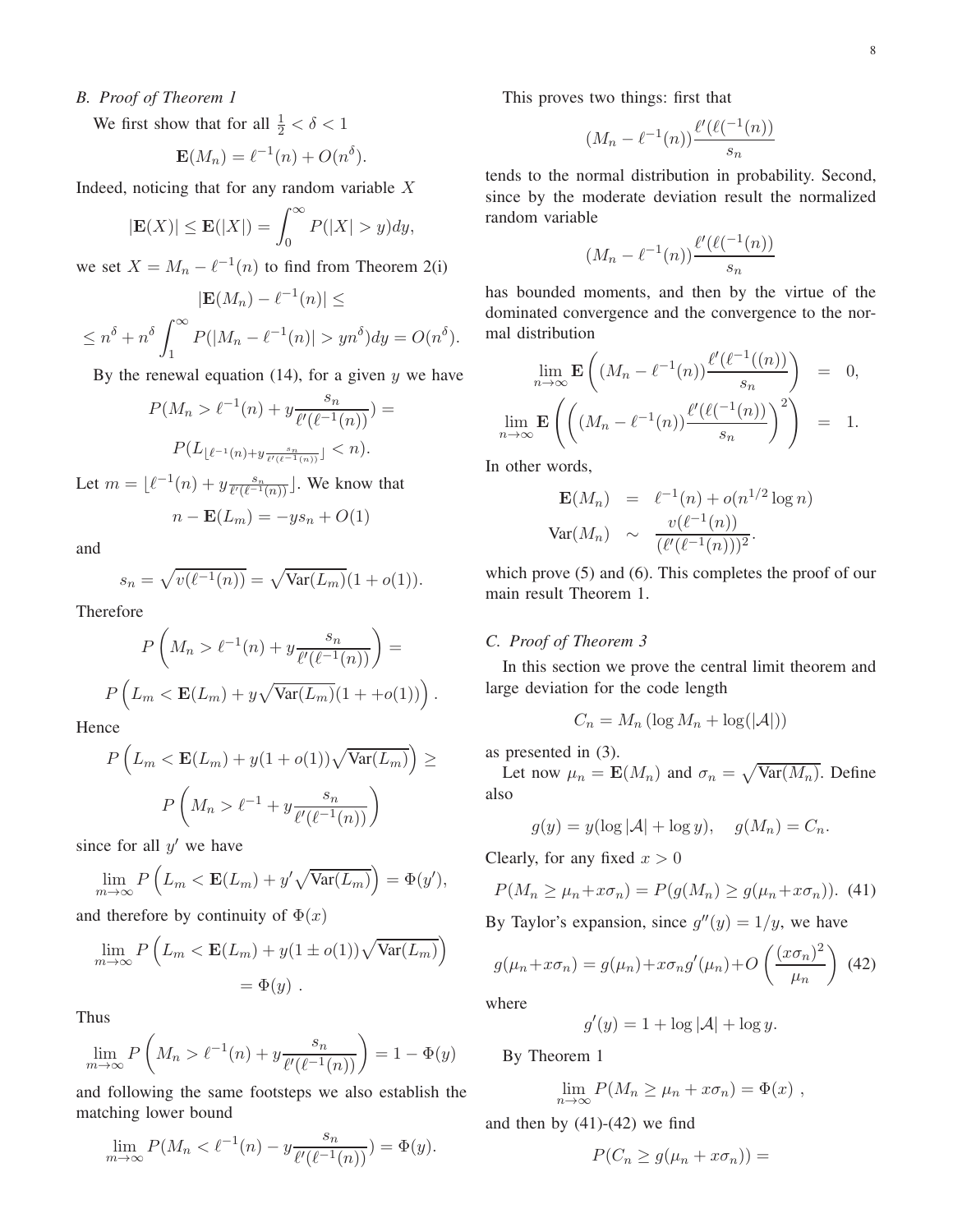### B. Proof of Theorem 1

We first show that for all $\frac{1}{2} < \delta < 1$

$$\mathbf{E}(M_n) = \ell^{-1}(n) + O(n^\delta).$$

Indeed, noticing that for any random variable $X$

$$|\mathbf{E}(X)| \leq \mathbf{E}(|X|) = \int_0^\infty P(|X| > y)dy,$$

we set $X = M_n - \ell^{-1}(n)$ to find from Theorem 2(i)

$$|\mathbf{E}(M_n) - \ell^{-1}(n)| \leq$$

$$\leq n^\delta + n^\delta \int_1^\infty P(|M_n - \ell^{-1}(n)| > yn^\delta)dy = O(n^\delta).$$

By the renewal equation (14), for a given $y$ we have

$$P(M_n > \ell^{-1}(n) + y\frac{s_n}{\ell'(\ell^{-1}(n))}) =$$

$$P(L_{\lfloor \ell^{-1}(n) + y\frac{s_n}{\ell'(\ell^{-1}(n))} \rfloor} < n).$$

Let $m = \lfloor \ell^{-1}(n) + y\frac{s_n}{\ell'(\ell^{-1}(n))} \rfloor$. We know that

$$n - \mathbf{E}(L_m) = -ys_n + O(1)$$

and

$$s_n = \sqrt{v(\ell^{-1}(n))} = \sqrt{\mathrm{Var}(L_m)}(1 + o(1)).$$

Therefore

$$P\left(M_n > \ell^{-1}(n) + y\frac{s_n}{\ell'(\ell^{-1}(n))}\right) =$$

$$P\left(L_m < \mathbf{E}(L_m) + y\sqrt{\mathrm{Var}(L_m)}(1 + +o(1))\right).$$

Hence

$$P\left(L_m < \mathbf{E}(L_m) + y(1 + o(1))\sqrt{\mathrm{Var}(L_m)}\right) \geq$$

$$P\left(M_n > \ell^{-1} + y\frac{s_n}{\ell'(\ell^{-1}(n))}\right)$$

since for all $y'$ we have

$$\lim_{m\to\infty} P\left(L_m < \mathbf{E}(L_m) + y'\sqrt{\mathrm{Var}(L_m)}\right) = \Phi(y'),$$

and therefore by continuity of $\Phi(x)$

$$\lim_{m\to\infty} P\left(L_m < \mathbf{E}(L_m) + y(1 \pm o(1))\sqrt{\mathrm{Var}(L_m)}\right)$$
$$= \Phi(y) \ .$$

Thus

$$\lim_{m\to\infty} P\left(M_n > \ell^{-1}(n) + y\frac{s_n}{\ell'(\ell^{-1}(n))}\right) = 1 - \Phi(y)$$

and following the same footsteps we also establish the matching lower bound

$$\lim_{m\to\infty} P(M_n < \ell^{-1}(n) - y\frac{s_n}{\ell'(\ell^{-1}(n))}) = \Phi(y).$$

This proves two things: first that

$$(M_n - \ell^{-1}(n))\frac{\ell'(\ell(^{-1}(n))}{s_n}$$

tends to the normal distribution in probability. Second, since by the moderate deviation result the normalized random variable

$$(M_n - \ell^{-1}(n))\frac{\ell'(\ell(^{-1}(n))}{s_n}$$

has bounded moments, and then by the virtue of the dominated convergence and the convergence to the normal distribution

$$\lim_{n\to\infty} \mathbf{E}\left((M_n - \ell^{-1}(n))\frac{\ell'(\ell^{-1}((n))}{s_n}\right) = 0,$$

$$\lim_{n\to\infty} \mathbf{E}\left(\left((M_n - \ell^{-1}(n))\frac{\ell'(\ell(^{-1}(n))}{s_n}\right)^2\right) = 1.$$

In other words,

$$\mathbf{E}(M_n) = \ell^{-1}(n) + o(n^{1/2}\log n)$$

$$\mathrm{Var}(M_n) \sim \frac{v(\ell^{-1}(n))}{(\ell'(\ell^{-1}(n)))^2}.$$

which prove (5) and (6). This completes the proof of our main result Theorem 1.

### C. Proof of Theorem 3

In this section we prove the central limit theorem and large deviation for the code length

$$C_n = M_n\left(\log M_n + \log(|\mathcal{A}|)\right)$$

as presented in (3).

Let now $\mu_n = \mathbf{E}(M_n)$ and $\sigma_n = \sqrt{\mathrm{Var}(M_n)}$. Define also

$$g(y) = y(\log|\mathcal{A}| + \log y), \quad g(M_n) = C_n.$$

Clearly, for any fixed $x > 0$

$$P(M_n \geq \mu_n + x\sigma_n) = P(g(M_n) \geq g(\mu_n + x\sigma_n)). \quad (41)$$

By Taylor's expansion, since $g''(y) = 1/y$, we have

$$g(\mu_n + x\sigma_n) = g(\mu_n) + x\sigma_n g'(\mu_n) + O\left(\frac{(x\sigma_n)^2}{\mu_n}\right) \quad (42)$$

where

$$g'(y) = 1 + \log|\mathcal{A}| + \log y.$$

By Theorem 1

$$\lim_{n\to\infty} P(M_n \geq \mu_n + x\sigma_n) = \Phi(x) \ ,$$

and then by (41)-(42) we find

$$P(C_n \geq g(\mu_n + x\sigma_n)) =$$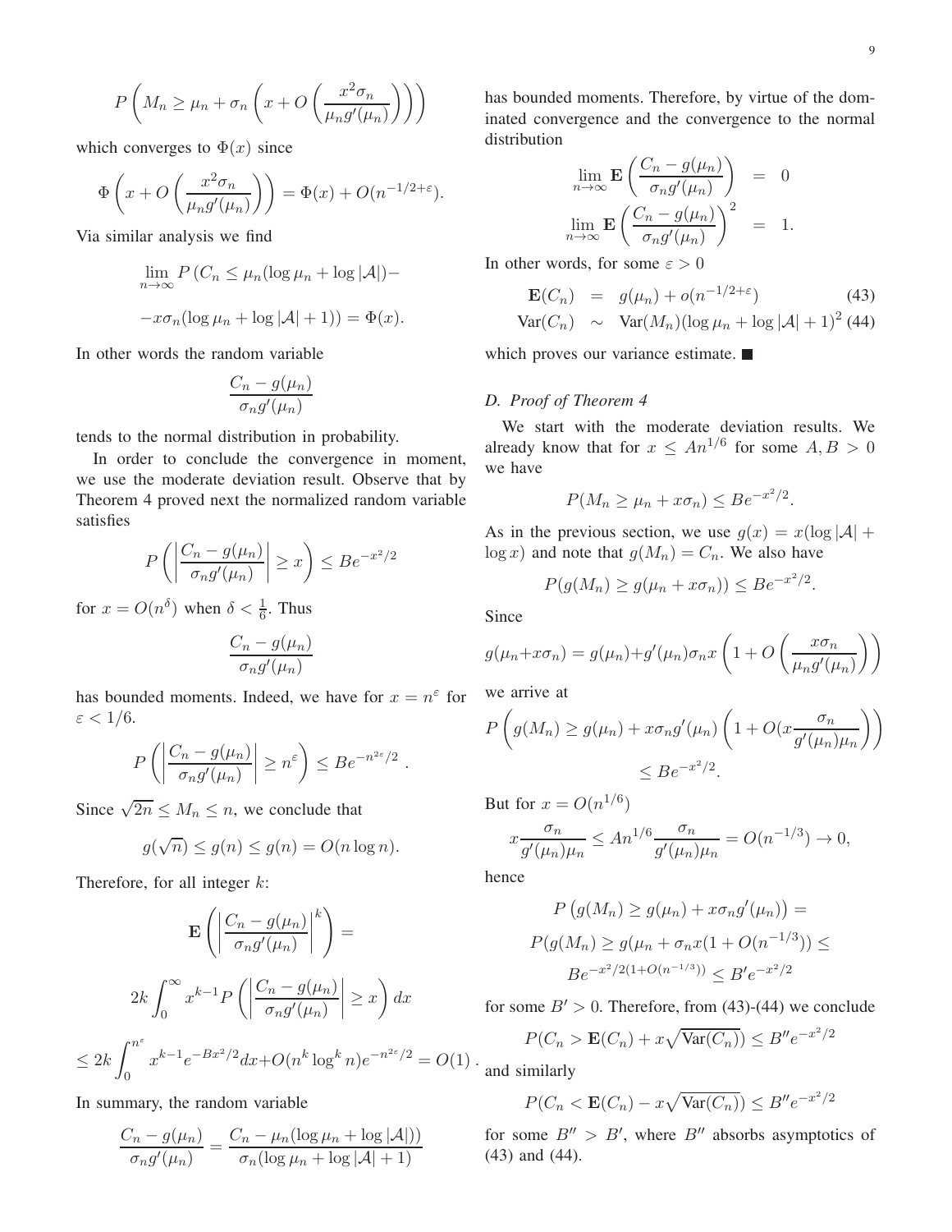$$P\left(M_n \geq \mu_n + \sigma_n\left(x + O\left(\frac{x^2\sigma_n}{\mu_n g'(\mu_n)}\right)\right)\right)$$

which converges to $\Phi(x)$ since

$$\Phi\left(x + O\left(\frac{x^2\sigma_n}{\mu_n g'(\mu_n)}\right)\right) = \Phi(x) + O(n^{-1/2+\varepsilon}).$$

Via similar analysis we find

$$\lim_{n\to\infty} P\left(C_n \leq \mu_n(\log\mu_n + \log|\mathcal{A}|) - \right.$$

$$\left. -x\sigma_n(\log\mu_n + \log|\mathcal{A}|+1)\right) = \Phi(x).$$

In other words the random variable

$$\frac{C_n - g(\mu_n)}{\sigma_n g'(\mu_n)}$$

tends to the normal distribution in probability.

In order to conclude the convergence in moment, we use the moderate deviation result. Observe that by Theorem 4 proved next the normalized random variable satisfies

$$P\left(\left|\frac{C_n - g(\mu_n)}{\sigma_n g'(\mu_n)}\right| \geq x\right) \leq Be^{-x^2/2}$$

for $x = O(n^\delta)$ when $\delta < \frac{1}{6}$. Thus

$$\frac{C_n - g(\mu_n)}{\sigma_n g'(\mu_n)}$$

has bounded moments. Indeed, we have for $x = n^\varepsilon$ for $\varepsilon < 1/6$.

$$P\left(\left|\frac{C_n - g(\mu_n)}{\sigma_n g'(\mu_n)}\right| \geq n^\varepsilon\right) \leq Be^{-n^{2\varepsilon}/2}.$$

Since $\sqrt{2n} \leq M_n \leq n$, we conclude that

$$g(\sqrt{n}) \leq g(n) \leq g(n) = O(n\log n).$$

Therefore, for all integer $k$:

$$\mathbf{E}\left(\left|\frac{C_n - g(\mu_n)}{\sigma_n g'(\mu_n)}\right|^k\right) =$$

$$2k\int_0^\infty x^{k-1} P\left(\left|\frac{C_n - g(\mu_n)}{\sigma_n g'(\mu_n)}\right| \geq x\right)dx$$

$$\leq 2k\int_0^{n^\varepsilon} x^{k-1}e^{-Bx^2/2}dx + O(n^k\log^k n)e^{-n^{2\varepsilon}/2} = O(1).$$

In summary, the random variable

$$\frac{C_n - g(\mu_n)}{\sigma_n g'(\mu_n)} = \frac{C_n - \mu_n(\log\mu_n + \log|\mathcal{A}|)}{\sigma_n(\log\mu_n + \log|\mathcal{A}|+1)}$$

has bounded moments. Therefore, by virtue of the dominated convergence and the convergence to the normal distribution

$$\lim_{n\to\infty}\mathbf{E}\left(\frac{C_n - g(\mu_n)}{\sigma_n g'(\mu_n)}\right) = 0$$

$$\lim_{n\to\infty}\mathbf{E}\left(\frac{C_n - g(\mu_n)}{\sigma_n g'(\mu_n)}\right)^2 = 1.$$

In other words, for some $\varepsilon > 0$

$$\mathbf{E}(C_n) = g(\mu_n) + o(n^{-1/2+\varepsilon}) \tag{43}$$

$$\mathrm{Var}(C_n) \sim \mathrm{Var}(M_n)(\log\mu_n + \log|\mathcal{A}|+1)^2 \tag{44}$$

which proves our variance estimate. ■

### D. Proof of Theorem 4

We start with the moderate deviation results. We already know that for $x \leq An^{1/6}$ for some $A, B > 0$ we have

$$P(M_n \geq \mu_n + x\sigma_n) \leq Be^{-x^2/2}.$$

As in the previous section, we use $g(x) = x(\log|\mathcal{A}| + \log x)$ and note that $g(M_n) = C_n$. We also have

$$P(g(M_n) \geq g(\mu_n + x\sigma_n)) \leq Be^{-x^2/2}.$$

Since

$$g(\mu_n + x\sigma_n) = g(\mu_n) + g'(\mu_n)\sigma_n x\left(1 + O\left(\frac{x\sigma_n}{\mu_n g'(\mu_n)}\right)\right)$$

we arrive at

$$P\left(g(M_n) \geq g(\mu_n) + x\sigma_n g'(\mu_n)\left(1 + O\left(x\frac{\sigma_n}{g'(\mu_n)\mu_n}\right)\right)\right)$$

$$\leq Be^{-x^2/2}.$$

But for $x = O(n^{1/6})$

$$x\frac{\sigma_n}{g'(\mu_n)\mu_n} \leq An^{1/6}\frac{\sigma_n}{g'(\mu_n)\mu_n} = O(n^{-1/3}) \to 0,$$

hence

$$P\left(g(M_n) \geq g(\mu_n) + x\sigma_n g'(\mu_n)\right) =$$

$$P(g(M_n) \geq g(\mu_n + \sigma_n x(1 + O(n^{-1/3})) \leq$$

$$Be^{-x^2/2(1+O(n^{-1/3}))} \leq B'e^{-x^2/2}$$

for some $B' > 0$. Therefore, from (43)-(44) we conclude

$$P(C_n > \mathbf{E}(C_n) + x\sqrt{\mathrm{Var}(C_n)}) \leq B''e^{-x^2/2}$$

and similarly

$$P(C_n < \mathbf{E}(C_n) - x\sqrt{\mathrm{Var}(C_n)}) \leq B''e^{-x^2/2}$$

for some $B'' > B'$, where $B''$ absorbs asymptotics of (43) and (44).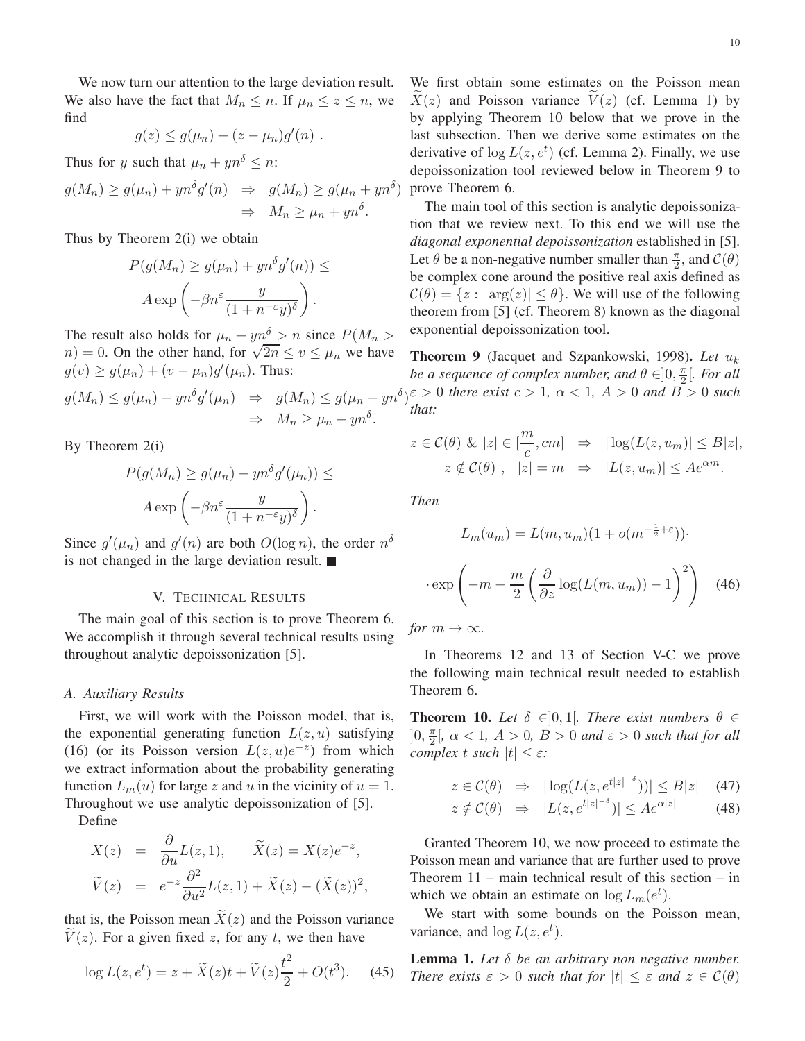We now turn our attention to the large deviation result. We also have the fact that $M_n \leq n$. If $\mu_n \leq z \leq n$, we find

$$g(z) \leq g(\mu_n) + (z - \mu_n) g'(n) \ .$$

Thus for $y$ such that $\mu_n + yn^\delta \leq n$:

$$g(M_n) \geq g(\mu_n) + yn^\delta g'(n) \ \Rightarrow \ g(M_n) \geq g(\mu_n + yn^\delta) \ \Rightarrow \ M_n \geq \mu_n + yn^\delta.$$

Thus by Theorem 2(i) we obtain

$$P(g(M_n) \geq g(\mu_n) + yn^\delta g'(n)) \leq A \exp\left(-\beta n^\varepsilon \frac{y}{(1 + n^{-\varepsilon} y)^\delta}\right).$$

The result also holds for $\mu_n + yn^\delta > n$ since $P(M_n > n) = 0$. On the other hand, for $\sqrt{2n} \leq v \leq \mu_n$ we have $g(v) \geq g(\mu_n) + (v - \mu_n) g'(\mu_n)$. Thus:

$$g(M_n) \leq g(\mu_n) - yn^\delta g'(\mu_n) \ \Rightarrow \ g(M_n) \leq g(\mu_n - yn^\delta) \ \Rightarrow \ M_n \geq \mu_n - yn^\delta.$$

By Theorem 2(i)

$$P(g(M_n) \geq g(\mu_n) - yn^\delta g'(\mu_n)) \leq A \exp\left(-\beta n^\varepsilon \frac{y}{(1 + n^{-\varepsilon} y)^\delta}\right).$$

Since $g'(\mu_n)$ and $g'(n)$ are both $O(\log n)$, the order $n^\delta$ is not changed in the large deviation result. ∎

## V. Technical Results

The main goal of this section is to prove Theorem 6. We accomplish it through several technical results using throughout analytic depoissonization [5].

### A. Auxiliary Results

First, we will work with the Poisson model, that is, the exponential generating function $L(z, u)$ satisfying (16) (or its Poisson version $L(z, u)e^{-z}$) from which we extract information about the probability generating function $L_m(u)$ for large $z$ and $u$ in the vicinity of $u = 1$. Throughout we use analytic depoissonization of [5].

Define

$$X(z) = \frac{\partial}{\partial u} L(z, 1), \qquad \widetilde{X}(z) = X(z) e^{-z},$$
$$\widetilde{V}(z) = e^{-z} \frac{\partial^2}{\partial u^2} L(z, 1) + \widetilde{X}(z) - (\widetilde{X}(z))^2,$$

that is, the Poisson mean $\widetilde{X}(z)$ and the Poisson variance $\widetilde{V}(z)$. For a given fixed $z$, for any $t$, we then have

$$\log L(z, e^t) = z + \widetilde{X}(z) t + \widetilde{V}(z) \frac{t^2}{2} + O(t^3). \qquad (45)$$

We first obtain some estimates on the Poisson mean $\widetilde{X}(z)$ and Poisson variance $\widetilde{V}(z)$ (cf. Lemma 1) by by applying Theorem 10 below that we prove in the last subsection. Then we derive some estimates on the derivative of $\log L(z, e^t)$ (cf. Lemma 2). Finally, we use depoissonization tool reviewed below in Theorem 9 to prove Theorem 6.

The main tool of this section is analytic depoissonization that we review next. To this end we will use the *diagonal exponential depoissonization* established in [5]. Let $\theta$ be a non-negative number smaller than $\frac{\pi}{2}$, and $\mathcal{C}(\theta)$ be complex cone around the positive real axis defined as $\mathcal{C}(\theta) = \{z : \ \arg(z)| \leq \theta\}$. We will use of the following theorem from [5] (cf. Theorem 8) known as the diagonal exponential depoissonization tool.

**Theorem 9** (Jacquet and Szpankowski, 1998)**.** *Let $u_k$ be a sequence of complex number, and $\theta \in ]0, \frac{\pi}{2}[$. For all $\varepsilon > 0$ there exist $c > 1$, $\alpha < 1$, $A > 0$ and $B > 0$ such that:*

$$z \in \mathcal{C}(\theta) \ \& \ |z| \in [\frac{m}{c}, cm] \ \Rightarrow \ |\log(L(z, u_m)| \leq B|z|,$$
$$z \notin \mathcal{C}(\theta) \ , \ \ |z| = m \ \Rightarrow \ |L(z, u_m)| \leq A e^{\alpha m}.$$

*Then*

$$L_m(u_m) = L(m, u_m)(1 + o(m^{-\frac{1}{2} + \varepsilon})) \cdot$$
$$\cdot \exp\left(-m - \frac{m}{2}\left(\frac{\partial}{\partial z} \log(L(m, u_m)) - 1\right)^2\right) \qquad (46)$$

*for $m \to \infty$.*

In Theorems 12 and 13 of Section V-C we prove the following main technical result needed to establish Theorem 6.

**Theorem 10.** *Let $\delta \in ]0, 1[$. There exist numbers $\theta \in ]0, \frac{\pi}{2}[$, $\alpha < 1$, $A > 0$, $B > 0$ and $\varepsilon > 0$ such that for all complex $t$ such $|t| \leq \varepsilon$:*

$$z \in \mathcal{C}(\theta) \ \Rightarrow \ |\log(L(z, e^{t|z|^{-\delta}}))| \leq B|z| \qquad (47)$$
$$z \notin \mathcal{C}(\theta) \ \Rightarrow \ |L(z, e^{t|z|^{-\delta}})| \leq A e^{\alpha |z|} \qquad (48)$$

Granted Theorem 10, we now proceed to estimate the Poisson mean and variance that are further used to prove Theorem 11 – main technical result of this section – in which we obtain an estimate on $\log L_m(e^t)$.

We start with some bounds on the Poisson mean, variance, and $\log L(z, e^t)$.

**Lemma 1.** *Let $\delta$ be an arbitrary non negative number. There exists $\varepsilon > 0$ such that for $|t| \leq \varepsilon$ and $z \in \mathcal{C}(\theta)$*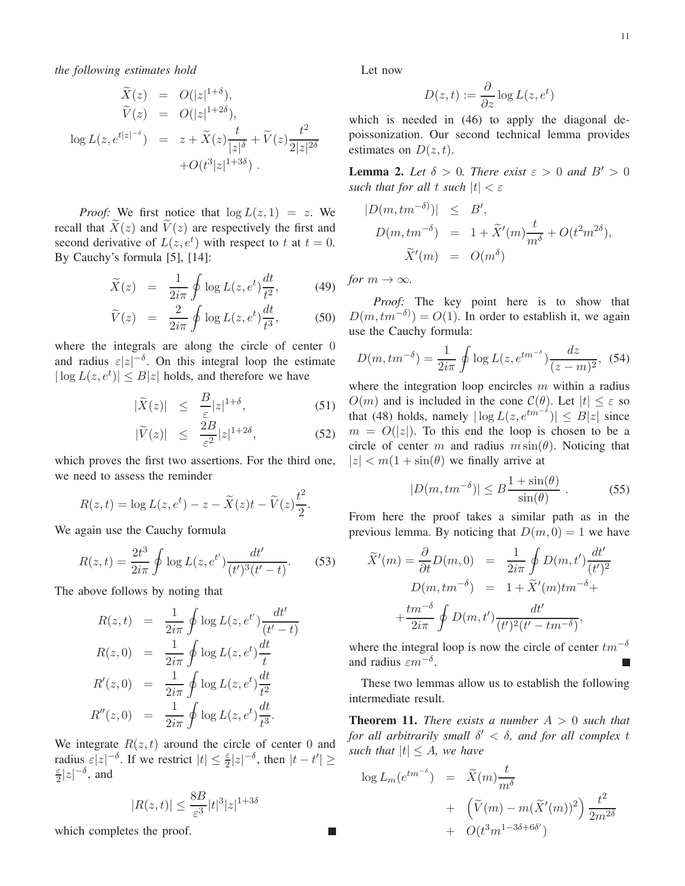*the following estimates hold*

$$
\begin{aligned}
\widetilde{X}(z) &= O(|z|^{1+\delta}),\\
\widetilde{V}(z) &= O(|z|^{1+2\delta}),\\
\log L(z, e^{t|z|^{-\delta}}) &= z + \widetilde{X}(z)\frac{t}{|z|^{\delta}} + \widetilde{V}(z)\frac{t^2}{2|z|^{2\delta}}\\
&\quad + O(t^3|z|^{1+3\delta})\ .
\end{aligned}
$$

*Proof:* We first notice that $\log L(z,1) = z$. We recall that $\widetilde{X}(z)$ and $\widetilde{V}(z)$ are respectively the first and second derivative of $L(z, e^t)$ with respect to $t$ at $t=0$. By Cauchy's formula [5], [14]:

$$
\widetilde{X}(z) = \frac{1}{2i\pi}\oint \log L(z, e^t)\frac{dt}{t^2}, \tag{49}
$$

$$
\widetilde{V}(z) = \frac{2}{2i\pi}\oint \log L(z, e^t)\frac{dt}{t^3}, \tag{50}
$$

where the integrals are along the circle of center 0 and radius $\varepsilon|z|^{-\delta}$. On this integral loop the estimate $|\log L(z,e^t)| \leq B|z|$ holds, and therefore we have

$$
|\widetilde{X}(z)| \leq \frac{B}{\varepsilon}|z|^{1+\delta}, \tag{51}
$$

$$
|\widetilde{V}(z)| \leq \frac{2B}{\varepsilon^2}|z|^{1+2\delta}, \tag{52}
$$

which proves the first two assertions. For the third one, we need to assess the reminder

$$
R(z,t) = \log L(z, e^t) - z - \widetilde{X}(z)t - \widetilde{V}(z)\frac{t^2}{2}.
$$

We again use the Cauchy formula

$$
R(z,t) = \frac{2t^3}{2i\pi}\oint \log L(z, e^{t'})\frac{dt'}{(t')^3(t'-t)}. \tag{53}
$$

The above follows by noting that

$$
\begin{aligned}
R(z,t) &= \frac{1}{2i\pi}\oint \log L(z, e^{t'})\frac{dt'}{(t'-t)}\\
R(z,0) &= \frac{1}{2i\pi}\oint \log L(z, e^{t})\frac{dt}{t}\\
R'(z,0) &= \frac{1}{2i\pi}\oint \log L(z, e^{t})\frac{dt}{t^2}\\
R''(z,0) &= \frac{1}{2i\pi}\oint \log L(z, e^{t})\frac{dt}{t^3}.
\end{aligned}
$$

We integrate $R(z,t)$ around the circle of center 0 and radius $\varepsilon|z|^{-\delta}$. If we restrict $|t| \leq \frac{\varepsilon}{2}|z|^{-\delta}$, then $|t - t'| \geq \frac{\varepsilon}{2}|z|^{-\delta}$, and

$$
|R(z,t)| \leq \frac{8B}{\varepsilon^3}|t|^3|z|^{1+3\delta}
$$

which completes the proof. ∎

Let now

$$
D(z,t) := \frac{\partial}{\partial z}\log L(z, e^t)
$$

which is needed in (46) to apply the diagonal depoissonization. Our second technical lemma provides estimates on $D(z,t)$.

**Lemma 2.** *Let $\delta > 0$. There exist $\varepsilon > 0$ and $B' > 0$ such that for all $t$ such $|t| < \varepsilon$*

$$
\begin{aligned}
|D(m, tm^{-\delta})| &\leq B',\\
D(m, tm^{-\delta}) &= 1 + \widetilde{X}'(m)\frac{t}{m^{\delta}} + O(t^2m^{2\delta}),\\
\widetilde{X}'(m) &= O(m^{\delta})
\end{aligned}
$$

*for $m \to \infty$.*

*Proof:* The key point here is to show that $D(m, tm^{-\delta}) = O(1)$. In order to establish it, we again use the Cauchy formula:

$$
D(m, tm^{-\delta}) = \frac{1}{2i\pi}\oint \log L(z, e^{tm^{-\delta}})\frac{dz}{(z-m)^2}, \tag{54}
$$

where the integration loop encircles $m$ within a radius $O(m)$ and is included in the cone $\mathcal{C}(\theta)$. Let $|t| \leq \varepsilon$ so that (48) holds, namely $|\log L(z, e^{tm^{-\delta}})| \leq B|z|$ since $m = O(|z|)$. To this end the loop is chosen to be a circle of center $m$ and radius $m\sin(\theta)$. Noticing that $|z| < m(1+\sin(\theta))$ we finally arrive at

$$
|D(m, tm^{-\delta})| \leq B\frac{1+\sin(\theta)}{\sin(\theta)}\ . \tag{55}
$$

From here the proof takes a similar path as in the previous lemma. By noticing that $D(m,0) = 1$ we have

$$
\begin{aligned}
\widetilde{X}'(m) = \frac{\partial}{\partial t}D(m,0) &= \frac{1}{2i\pi}\oint D(m,t')\frac{dt'}{(t')^2}\\
D(m, tm^{-\delta}) &= 1 + \widetilde{X}'(m)tm^{-\delta} +\\
&\quad + \frac{tm^{-\delta}}{2i\pi}\oint D(m,t')\frac{dt'}{(t')^2(t'-tm^{-\delta})},
\end{aligned}
$$

where the integral loop is now the circle of center $tm^{-\delta}$ and radius $\varepsilon m^{-\delta}$. ∎

These two lemmas allow us to establish the following intermediate result.

**Theorem 11.** *There exists a number $A > 0$ such that for all arbitrarily small $\delta' < \delta$, and for all complex $t$ such that $|t| \leq A$, we have*

$$
\begin{aligned}
\log L_m(e^{tm^{-\delta}}) &= \widetilde{X}(m)\frac{t}{m^{\delta}}\\
&\quad + \left(\widetilde{V}(m) - m(\widetilde{X}'(m))^2\right)\frac{t^2}{2m^{2\delta}}\\
&\quad + O(t^3m^{1-3\delta+6\delta'})
\end{aligned}
$$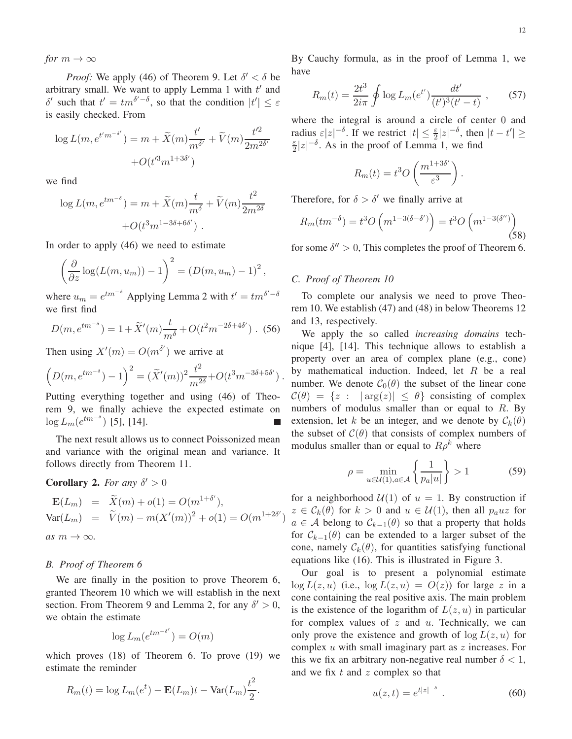*for* $m \to \infty$

*Proof:* We apply (46) of Theorem 9. Let $\delta' < \delta$ be arbitrary small. We want to apply Lemma 1 with $t'$ and $\delta'$ such that $t' = tm^{\delta'-\delta}$, so that the condition $|t'| \le \varepsilon$ is easily checked. From

$$\log L(m, e^{t'm^{-\delta'}}) = m + \widetilde{X}(m)\frac{t'}{m^{\delta'}} + \widetilde{V}(m)\frac{t'^2}{2m^{2\delta'}} + O(t'^3 m^{1+3\delta'})$$

we find

$$\log L(m, e^{tm^{-\delta}}) = m + \widetilde{X}(m)\frac{t}{m^{\delta}} + \widetilde{V}(m)\frac{t^2}{2m^{2\delta}} + O(t^3 m^{1-3\delta+6\delta'}) \ .$$

In order to apply (46) we need to estimate

$$\left(\frac{\partial}{\partial z}\log(L(m,u_m)) - 1\right)^2 = \left(D(m,u_m) - 1\right)^2,$$

where $u_m = e^{tm^{-\delta}}$ Applying Lemma 2 with $t' = tm^{\delta'-\delta}$ we first find

$$D(m, e^{tm^{-\delta}}) = 1 + \widetilde{X}'(m)\frac{t}{m^{\delta}} + O(t^2 m^{-2\delta+4\delta'}) \ . \quad (56)$$

Then using $X'(m) = O(m^{\delta'})$ we arrive at

$$\left(D(m, e^{tm^{-\delta}}) - 1\right)^2 = (\widetilde{X}'(m))^2\frac{t^2}{m^{2\delta}} + O(t^3 m^{-3\delta+5\delta'}) \ .$$

Putting everything together and using (46) of Theorem 9, we finally achieve the expected estimate on $\log L_m(e^{tm^{-\delta}})$ [5], [14]. ■

The next result allows us to connect Poissonized mean and variance with the original mean and variance. It follows directly from Theorem 11.

**Corollary 2.** *For any* $\delta' > 0$

$$\begin{aligned}
\mathbf{E}(L_m) &= \widetilde{X}(m) + o(1) = O(m^{1+\delta'}), \\
\mathrm{Var}(L_m) &= \widetilde{V}(m) - m(X'(m))^2 + o(1) = O(m^{1+2\delta'})
\end{aligned}$$

*as* $m \to \infty$.

### B. Proof of Theorem 6

We are finally in the position to prove Theorem 6, granted Theorem 10 which we will establish in the next section. From Theorem 9 and Lemma 2, for any $\delta' > 0$, we obtain the estimate

$$\log L_m(e^{tm^{-\delta'}}) = O(m)$$

which proves (18) of Theorem 6. To prove (19) we estimate the reminder

$$R_m(t) = \log L_m(e^t) - \mathbf{E}(L_m)t - \mathrm{Var}(L_m)\frac{t^2}{2}.$$

By Cauchy formula, as in the proof of Lemma 1, we have

$$R_m(t) = \frac{2t^3}{2i\pi}\oint \log L_m(e^{t'})\frac{dt'}{(t')^3(t'-t)} \ , \quad (57)$$

where the integral is around a circle of center 0 and radius $\varepsilon|z|^{-\delta}$. If we restrict $|t| \le \frac{\varepsilon}{2}|z|^{-\delta}$, then $|t - t'| \ge \frac{\varepsilon}{2}|z|^{-\delta}$. As in the proof of Lemma 1, we find

$$R_m(t) = t^3 O\left(\frac{m^{1+3\delta'}}{\varepsilon^3}\right).$$

Therefore, for $\delta > \delta'$ we finally arrive at

$$R_m(tm^{-\delta}) = t^3 O\left(m^{1-3(\delta-\delta')}\right) = t^3 O\left(m^{1-3(\delta'')}\right) \quad (58)$$

for some $\delta'' > 0$, This completes the proof of Theorem 6.

### C. Proof of Theorem 10

To complete our analysis we need to prove Theorem 10. We establish (47) and (48) in below Theorems 12 and 13, respectively.

We apply the so called *increasing domains* technique [4], [14]. This technique allows to establish a property over an area of complex plane (e.g., cone) by mathematical induction. Indeed, let $R$ be a real number. We denote $\mathcal{C}_0(\theta)$ the subset of the linear cone $\mathcal{C}(\theta) = \{z : \ |\arg(z)| \le \theta\}$ consisting of complex numbers of modulus smaller than or equal to $R$. By extension, let $k$ be an integer, and we denote by $\mathcal{C}_k(\theta)$ the subset of $\mathcal{C}(\theta)$ that consists of complex numbers of modulus smaller than or equal to $R\rho^k$ where

$$\rho = \min_{u \in \mathcal{U}(1), a \in \mathcal{A}} \left\{\frac{1}{p_a|u|}\right\} > 1 \quad (59)$$

for a neighborhood $\mathcal{U}(1)$ of $u = 1$. By construction if $z \in \mathcal{C}_k(\theta)$ for $k > 0$ and $u \in \mathcal{U}(1)$, then all $p_a uz$ for $a \in \mathcal{A}$ belong to $\mathcal{C}_{k-1}(\theta)$ so that a property that holds for $\mathcal{C}_{k-1}(\theta)$ can be extended to a larger subset of the cone, namely $\mathcal{C}_k(\theta)$, for quantities satisfying functional equations like (16). This is illustrated in Figure 3.

Our goal is to present a polynomial estimate $\log L(z,u)$ (i.e., $\log L(z,u) = O(z)$) for large $z$ in a cone containing the real positive axis. The main problem is the existence of the logarithm of $L(z,u)$ in particular for complex values of $z$ and $u$. Technically, we can only prove the existence and growth of $\log L(z,u)$ for complex $u$ with small imaginary part as $z$ increases. For this we fix an arbitrary non-negative real number $\delta < 1$, and we fix $t$ and $z$ complex so that

$$u(z,t) = e^{t|z|^{-\delta}} \ . \quad (60)$$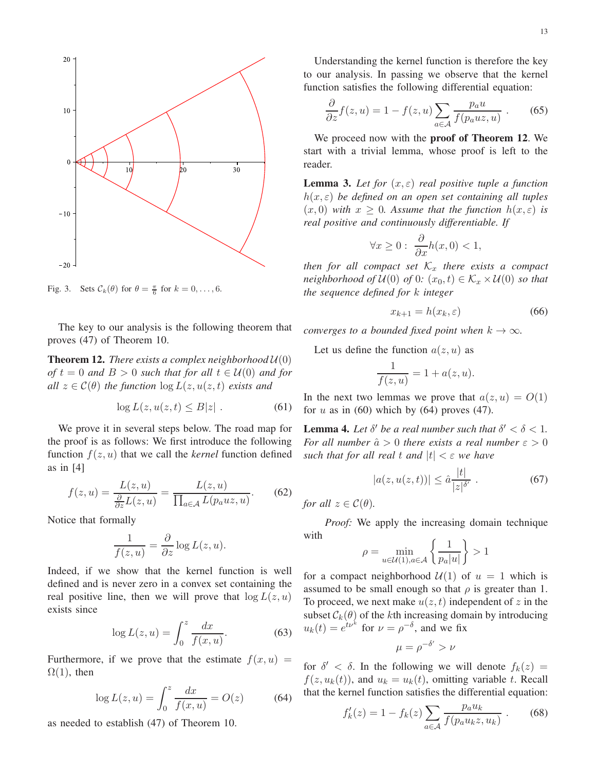Fig. 3. Sets $\mathcal{C}_k(\theta)$ for $\theta = \frac{\pi}{6}$ for $k = 0, \ldots, 6$.

The key to our analysis is the following theorem that proves (47) of Theorem 10.

**Theorem 12.** *There exists a complex neighborhood $\mathcal{U}(0)$ of $t = 0$ and $B > 0$ such that for all $t \in \mathcal{U}(0)$ and for all $z \in \mathcal{C}(\theta)$ the function $\log L(z, u(z,t)$ exists and*

$$\log L(z, u(z,t) \leq B|z| \ . \tag{61}$$

We prove it in several steps below. The road map for the proof is as follows: We first introduce the following function $f(z,u)$ that we call the *kernel* function defined as in [4]

$$f(z,u) = \frac{L(z,u)}{\frac{\partial}{\partial z}L(z,u)} = \frac{L(z,u)}{\prod_{a\in\mathcal{A}} L(p_a u z, u)}. \tag{62}$$

Notice that formally

$$\frac{1}{f(z,u)} = \frac{\partial}{\partial z}\log L(z,u).$$

Indeed, if we show that the kernel function is well defined and is never zero in a convex set containing the real positive line, then we will prove that $\log L(z,u)$ exists since

$$\log L(z,u) = \int_0^z \frac{dx}{f(x,u)}. \tag{63}$$

Furthermore, if we prove that the estimate $f(x,u) = \Omega(1)$, then

$$\log L(z,u) = \int_0^z \frac{dx}{f(x,u)} = O(z) \tag{64}$$

as needed to establish (47) of Theorem 10.

Understanding the kernel function is therefore the key to our analysis. In passing we observe that the kernel function satisfies the following differential equation:

$$\frac{\partial}{\partial z}f(z,u) = 1 - f(z,u)\sum_{a\in\mathcal{A}} \frac{p_a u}{f(p_a u z, u)} \ . \tag{65}$$

We proceed now with the **proof of Theorem 12**. We start with a trivial lemma, whose proof is left to the reader.

**Lemma 3.** *Let for $(x,\varepsilon)$ real positive tuple a function $h(x,\varepsilon)$ be defined on an open set containing all tuples $(x,0)$ with $x \geq 0$. Assume that the function $h(x,\varepsilon)$ is real positive and continuously differentiable. If*

$$\forall x \geq 0: \ \frac{\partial}{\partial x}h(x,0) < 1,$$

*then for all compact set $\mathcal{K}_x$ there exists a compact neighborhood of $\mathcal{U}(0)$ of 0: $(x_0,t) \in \mathcal{K}_x \times \mathcal{U}(0)$ so that the sequence defined for $k$ integer*

$$x_{k+1} = h(x_k, \varepsilon) \tag{66}$$

*converges to a bounded fixed point when $k \to \infty$.*

Let us define the function $a(z,u)$ as

$$\frac{1}{f(z,u)} = 1 + a(z,u).$$

In the next two lemmas we prove that $a(z,u) = O(1)$ for $u$ as in (60) which by (64) proves (47).

**Lemma 4.** *Let $\delta'$ be a real number such that $\delta' < \delta < 1$. For all number $\hat{a} > 0$ there exists a real number $\varepsilon > 0$ such that for all real $t$ and $|t| < \varepsilon$ we have*

$$|a(z,u(z,t))| \leq \hat{a}\frac{|t|}{|z|^{\delta'}} \ . \tag{67}$$

*for all $z \in \mathcal{C}(\theta)$.*

*Proof:* We apply the increasing domain technique with

$$\rho = \min_{u\in\mathcal{U}(1), a\in\mathcal{A}}\left\{\frac{1}{p_a|u|}\right\} > 1$$

for a compact neighborhood $\mathcal{U}(1)$ of $u = 1$ which is assumed to be small enough so that $\rho$ is greater than 1. To proceed, we next make $u(z,t)$ independent of $z$ in the subset $\mathcal{C}_k(\theta)$ of the $k$th increasing domain by introducing $u_k(t) = e^{t\nu^k}$ for $\nu = \rho^{-\delta}$, and we fix

$$\mu = \rho^{-\delta'} > \nu$$

for $\delta' < \delta$. In the following we will denote $f_k(z) = f(z, u_k(t))$, and $u_k = u_k(t)$, omitting variable $t$. Recall that the kernel function satisfies the differential equation:

$$f_k'(z) = 1 - f_k(z)\sum_{a\in\mathcal{A}} \frac{p_a u_k}{f(p_a u_k z, u_k)} \ . \tag{68}$$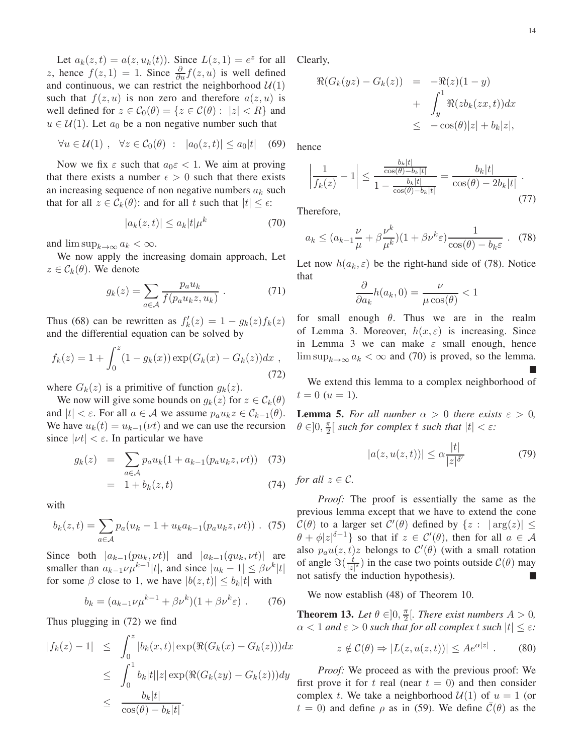Let $a_k(z,t) = a(z, u_k(t))$. Since $L(z,1) = e^z$ for all $z$, hence $f(z,1) = 1$. Since $\frac{\partial}{\partial u} f(z,u)$ is well defined and continuous, we can restrict the neighborhood $\mathcal{U}(1)$ such that $f(z,u)$ is non zero and therefore $a(z,u)$ is well defined for $z \in \mathcal{C}_0(\theta) = \{z \in \mathcal{C}(\theta) : \ |z| < R\}$ and $u \in \mathcal{U}(1)$. Let $a_0$ be a non negative number such that

$$\forall u \in \mathcal{U}(1) \ , \quad \forall z \in \mathcal{C}_0(\theta) \ : \quad |a_0(z,t)| \le a_0 |t| \quad (69)$$

Now we fix $\varepsilon$ such that $a_0 \varepsilon < 1$. We aim at proving that there exists a number $\epsilon > 0$ such that there exists an increasing sequence of non negative numbers $a_k$ such that for all $z \in \mathcal{C}_k(\theta)$: and for all $t$ such that $|t| \le \epsilon$:

$$|a_k(z,t)| \le a_k |t| \mu^k \quad (70)$$

and $\limsup_{k\to\infty} a_k < \infty$.

We now apply the increasing domain approach, Let $z \in \mathcal{C}_k(\theta)$. We denote

$$g_k(z) = \sum_{a\in\mathcal{A}} \frac{p_a u_k}{f(p_a u_k z, u_k)} \ . \quad (71)$$

Thus (68) can be rewritten as $f_k'(z) = 1 - g_k(z) f_k(z)$ and the differential equation can be solved by

$$f_k(z) = 1 + \int_0^z (1 - g_k(x)) \exp(G_k(x) - G_k(z)) dx \ , \quad (72)$$

where $G_k(z)$ is a primitive of function $g_k(z)$.

We now will give some bounds on $g_k(z)$ for $z \in \mathcal{C}_k(\theta)$ and $|t| < \varepsilon$. For all $a \in \mathcal{A}$ we assume $p_a u_k z \in \mathcal{C}_{k-1}(\theta)$. We have $u_k(t) = u_{k-1}(\nu t)$ and we can use the recursion since $|\nu t| < \varepsilon$. In particular we have

$$\begin{aligned} g_k(z) &= \sum_{a\in\mathcal{A}} p_a u_k (1 + a_{k-1}(p_a u_k z, \nu t)) \quad (73) \\ &= 1 + b_k(z,t) \quad (74) \end{aligned}$$

with

$$b_k(z,t) = \sum_{a\in\mathcal{A}} p_a (u_k - 1 + u_k a_{k-1}(p_a u_k z, \nu t)) \ . \quad (75)$$

Since both $|a_{k-1}(p u_k, \nu t)|$ and $|a_{k-1}(q u_k, \nu t)|$ are smaller than $a_{k-1}\nu\mu^{k-1}|t|$, and since $|u_k - 1| \le \beta \nu^k |t|$ for some $\beta$ close to 1, we have $|b(z,t)| \le b_k |t|$ with

$$b_k = (a_{k-1}\nu\mu^{k-1} + \beta\nu^k)(1 + \beta\nu^k\varepsilon) \ . \quad (76)$$

Thus plugging in (72) we find

$$\begin{aligned} |f_k(z) - 1| &\le \int_0^z |b_k(x,t)| \exp(\Re(G_k(x) - G_k(z))) dx \\ &\le \int_0^1 b_k |t||z| \exp(\Re(G_k(zy) - G_k(z))) dy \\ &\le \frac{b_k |t|}{\cos(\theta) - b_k|t|}. \end{aligned}$$

Clearly,

$$\begin{aligned} \Re(G_k(yz) - G_k(z)) &= -\Re(z)(1-y) \\ &+ \int_y^1 \Re(z b_k(zx,t)) dx \\ &\le -\cos(\theta)|z| + b_k|z|, \end{aligned}$$

hence

$$\left| \frac{1}{f_k(z)} - 1 \right| \le \frac{\frac{b_k|t|}{\cos(\theta) - b_k|t|}}{1 - \frac{b_k|t|}{\cos(\theta) - b_k|t|}} = \frac{b_k|t|}{\cos(\theta) - 2b_k|t|} \ . \quad (77)$$

Therefore,

$$a_k \le (a_{k-1}\frac{\nu}{\mu} + \beta\frac{\nu^k}{\mu^k})(1 + \beta\nu^k\varepsilon)\frac{1}{\cos(\theta) - b_k\varepsilon} \ . \quad (78)$$

Let now $h(a_k, \varepsilon)$ be the right-hand side of (78). Notice that

$$\frac{\partial}{\partial a_k} h(a_k, 0) = \frac{\nu}{\mu\cos(\theta)} < 1$$

for small enough $\theta$. Thus we are in the realm of Lemma 3. Moreover, $h(x,\varepsilon)$ is increasing. Since in Lemma 3 we can make $\varepsilon$ small enough, hence $\limsup_{k\to\infty} a_k < \infty$ and (70) is proved, so the lemma. ∎

We extend this lemma to a complex neighborhood of $t = 0$ ($u = 1$).

**Lemma 5.** *For all number $\alpha > 0$ there exists $\varepsilon > 0$, $\theta \in ]0, \frac{\pi}{2}[$ such for complex $t$ such that $|t| < \varepsilon$:*

$$|a(z, u(z,t))| \le \alpha \frac{|t|}{|z|^{\delta'}} \quad (79)$$

*for all $z \in \mathcal{C}$.*

*Proof:* The proof is essentially the same as the previous lemma except that we have to extend the cone $\mathcal{C}(\theta)$ to a larger set $\mathcal{C}'(\theta)$ defined by $\{z : \ |\arg(z)| \le \theta + \phi|z|^{\delta-1}\}$ so that if $z \in \mathcal{C}'(\theta)$, then for all $a \in \mathcal{A}$ also $p_a u(z,t) z$ belongs to $\mathcal{C}'(\theta)$ (with a small rotation of angle $\Im(\frac{t}{|z|^\delta})$ in the case two points outside $\mathcal{C}(\theta)$ may not satisfy the induction hypothesis). ∎

We now establish (48) of Theorem 10.

**Theorem 13.** *Let $\theta \in ]0, \frac{\pi}{2}[$. There exist numbers $A > 0$, $\alpha < 1$ and $\varepsilon > 0$ such that for all complex $t$ such $|t| \le \varepsilon$:*

$$z \notin \mathcal{C}(\theta) \Rightarrow |L(z, u(z,t))| \le A e^{\alpha|z|} \ . \quad (80)$$

*Proof:* We proceed as with the previous proof: We first prove it for $t$ real (near $t = 0$) and then consider complex $t$. We take a neighborhood $\mathcal{U}(1)$ of $u = 1$ (or $t = 0$) and define $\rho$ as in (59). We define $\bar{\mathcal{C}}(\theta)$ as the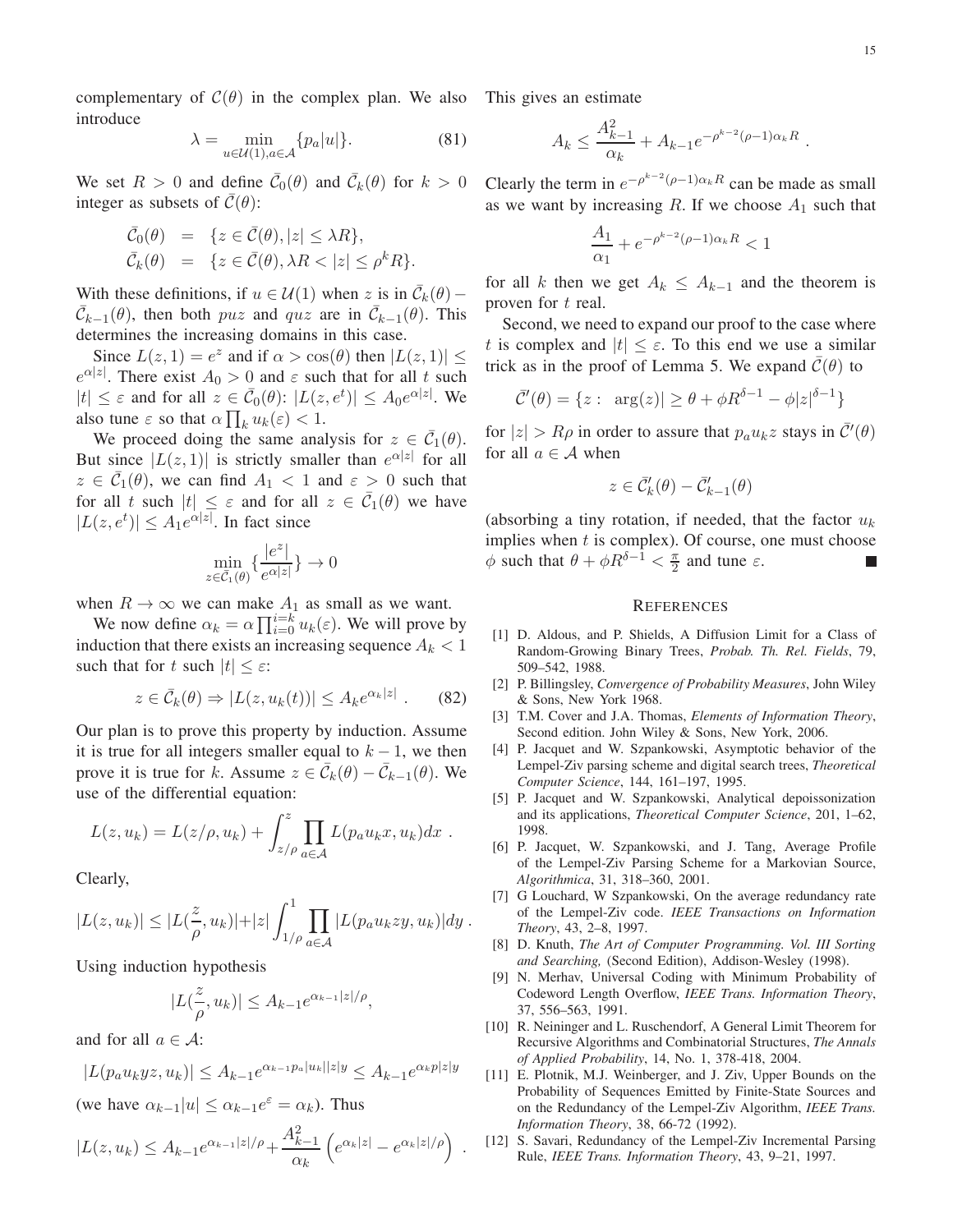complementary of $\mathcal{C}(\theta)$ in the complex plan. We also introduce

$$\lambda = \min_{u \in \mathcal{U}(1), a \in \mathcal{A}} \{p_a |u|\}. \tag{81}$$

We set $R > 0$ and define $\bar{\mathcal{C}}_0(\theta)$ and $\bar{\mathcal{C}}_k(\theta)$ for $k > 0$ integer as subsets of $\bar{\mathcal{C}}(\theta)$:

$$\begin{aligned}
\bar{\mathcal{C}}_0(\theta) &= \{z \in \bar{\mathcal{C}}(\theta), |z| \leq \lambda R\}, \\
\bar{\mathcal{C}}_k(\theta) &= \{z \in \bar{\mathcal{C}}(\theta), \lambda R < |z| \leq \rho^k R\}.
\end{aligned}$$

With these definitions, if $u \in \mathcal{U}(1)$ when $z$ is in $\bar{\mathcal{C}}_k(\theta) - \bar{\mathcal{C}}_{k-1}(\theta)$, then both $puz$ and $quz$ are in $\bar{\mathcal{C}}_{k-1}(\theta)$. This determines the increasing domains in this case.

Since $L(z,1) = e^z$ and if $\alpha > \cos(\theta)$ then $|L(z,1)| \leq e^{\alpha|z|}$. There exist $A_0 > 0$ and $\varepsilon$ such that for all $t$ such $|t| \leq \varepsilon$ and for all $z \in \bar{\mathcal{C}}_0(\theta)$: $|L(z, e^t)| \leq A_0 e^{\alpha|z|}$. We also tune $\varepsilon$ so that $\alpha \prod_k u_k(\varepsilon) < 1$.

We proceed doing the same analysis for $z \in \bar{\mathcal{C}}_1(\theta)$. But since $|L(z,1)|$ is strictly smaller than $e^{\alpha|z|}$ for all $z \in \bar{\mathcal{C}}_1(\theta)$, we can find $A_1 < 1$ and $\varepsilon > 0$ such that for all $t$ such $|t| \leq \varepsilon$ and for all $z \in \bar{\mathcal{C}}_1(\theta)$ we have $|L(z, e^t)| \leq A_1 e^{\alpha|z|}$. In fact since

$$\min_{z \in \bar{\mathcal{C}}_1(\theta)} \{\frac{|e^z|}{e^{\alpha|z|}}\} \to 0$$

when $R \to \infty$ we can make $A_1$ as small as we want.

We now define $\alpha_k = \alpha \prod_{i=0}^{i=k} u_k(\varepsilon)$. We will prove by induction that there exists an increasing sequence $A_k < 1$ such that for $t$ such $|t| \leq \varepsilon$:

$$z \in \bar{\mathcal{C}}_k(\theta) \Rightarrow |L(z, u_k(t))| \leq A_k e^{\alpha_k |z|} \ . \tag{82}$$

Our plan is to prove this property by induction. Assume it is true for all integers smaller equal to $k-1$, we then prove it is true for $k$. Assume $z \in \bar{\mathcal{C}}_k(\theta) - \bar{\mathcal{C}}_{k-1}(\theta)$. We use of the differential equation:

$$L(z, u_k) = L(z/\rho, u_k) + \int_{z/\rho}^{z} \prod_{a \in \mathcal{A}} L(p_a u_k x, u_k) dx \ .$$

Clearly,

$$|L(z, u_k)| \leq |L(\frac{z}{\rho}, u_k)| + |z| \int_{1/\rho}^{1} \prod_{a \in \mathcal{A}} |L(p_a u_k z y, u_k)| dy \ .$$

Using induction hypothesis

$$|L(\frac{z}{\rho}, u_k)| \leq A_{k-1} e^{\alpha_{k-1}|z|/\rho},$$

and for all $a \in \mathcal{A}$:

$$|L(p_a u_k y z, u_k)| \leq A_{k-1} e^{\alpha_{k-1} p_a |u_k||z| y} \leq A_{k-1} e^{\alpha_k p |z| y}$$

(we have $\alpha_{k-1}|u| \leq \alpha_{k-1} e^{\varepsilon} = \alpha_k$). Thus

$$|L(z, u_k) \leq A_{k-1} e^{\alpha_{k-1}|z|/\rho} + \frac{A_{k-1}^2}{\alpha_k} \left( e^{\alpha_k |z|} - e^{\alpha_k |z|/\rho} \right) \ .$$

This gives an estimate

$$A_k \leq \frac{A_{k-1}^2}{\alpha_k} + A_{k-1} e^{-\rho^{k-2}(\rho - 1)\alpha_k R} \ .$$

Clearly the term in $e^{-\rho^{k-2}(\rho-1)\alpha_k R}$ can be made as small as we want by increasing $R$. If we choose $A_1$ such that

$$\frac{A_1}{\alpha_1} + e^{-\rho^{k-2}(\rho-1)\alpha_k R} < 1$$

for all $k$ then we get $A_k \leq A_{k-1}$ and the theorem is proven for $t$ real.

Second, we need to expand our proof to the case where $t$ is complex and $|t| \leq \varepsilon$. To this end we use a similar trick as in the proof of Lemma 5. We expand $\bar{\mathcal{C}}(\theta)$ to

$$\bar{\mathcal{C}}'(\theta) = \{z : \ \arg(z)| \geq \theta + \phi R^{\delta - 1} - \phi |z|^{\delta - 1}\}$$

for $|z| > R\rho$ in order to assure that $p_a u_k z$ stays in $\bar{\mathcal{C}}'(\theta)$ for all $a \in \mathcal{A}$ when

$$z \in \bar{\mathcal{C}}'_k(\theta) - \bar{\mathcal{C}}'_{k-1}(\theta)$$

(absorbing a tiny rotation, if needed, that the factor $u_k$ implies when $t$ is complex). Of course, one must choose $\phi$ such that $\theta + \phi R^{\delta-1} < \frac{\pi}{2}$ and tune $\varepsilon$. ∎

## REFERENCES

[1] D. Aldous, and P. Shields, A Diffusion Limit for a Class of Random-Growing Binary Trees, *Probab. Th. Rel. Fields*, 79, 509–542, 1988.

[2] P. Billingsley, *Convergence of Probability Measures*, John Wiley & Sons, New York 1968.

[3] T.M. Cover and J.A. Thomas, *Elements of Information Theory*, Second edition. John Wiley & Sons, New York, 2006.

[4] P. Jacquet and W. Szpankowski, Asymptotic behavior of the Lempel-Ziv parsing scheme and digital search trees, *Theoretical Computer Science*, 144, 161–197, 1995.

[5] P. Jacquet and W. Szpankowski, Analytical depoissonization and its applications, *Theoretical Computer Science*, 201, 1–62, 1998.

[6] P. Jacquet, W. Szpankowski, and J. Tang, Average Profile of the Lempel-Ziv Parsing Scheme for a Markovian Source, *Algorithmica*, 31, 318–360, 2001.

[7] G Louchard, W Szpankowski, On the average redundancy rate of the Lempel-Ziv code. *IEEE Transactions on Information Theory*, 43, 2–8, 1997.

[8] D. Knuth, *The Art of Computer Programming. Vol. III Sorting and Searching,* (Second Edition), Addison-Wesley (1998).

[9] N. Merhav, Universal Coding with Minimum Probability of Codeword Length Overflow, *IEEE Trans. Information Theory*, 37, 556–563, 1991.

[10] R. Neininger and L. Ruschendorf, A General Limit Theorem for Recursive Algorithms and Combinatorial Structures, *The Annals of Applied Probability*, 14, No. 1, 378-418, 2004.

[11] E. Plotnik, M.J. Weinberger, and J. Ziv, Upper Bounds on the Probability of Sequences Emitted by Finite-State Sources and on the Redundancy of the Lempel-Ziv Algorithm, *IEEE Trans. Information Theory*, 38, 66-72 (1992).

[12] S. Savari, Redundancy of the Lempel-Ziv Incremental Parsing Rule, *IEEE Trans. Information Theory*, 43, 9–21, 1997.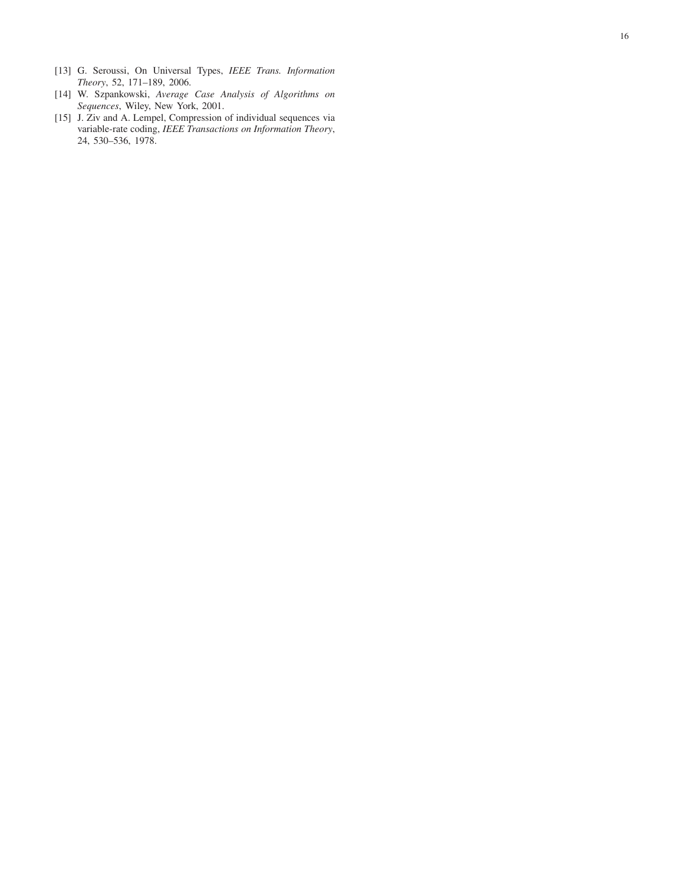[13] G. Seroussi, On Universal Types, *IEEE Trans. Information Theory*, 52, 171–189, 2006.

[14] W. Szpankowski, *Average Case Analysis of Algorithms on Sequences*, Wiley, New York, 2001.

[15] J. Ziv and A. Lempel, Compression of individual sequences via variable-rate coding, *IEEE Transactions on Information Theory*, 24, 530–536, 1978.